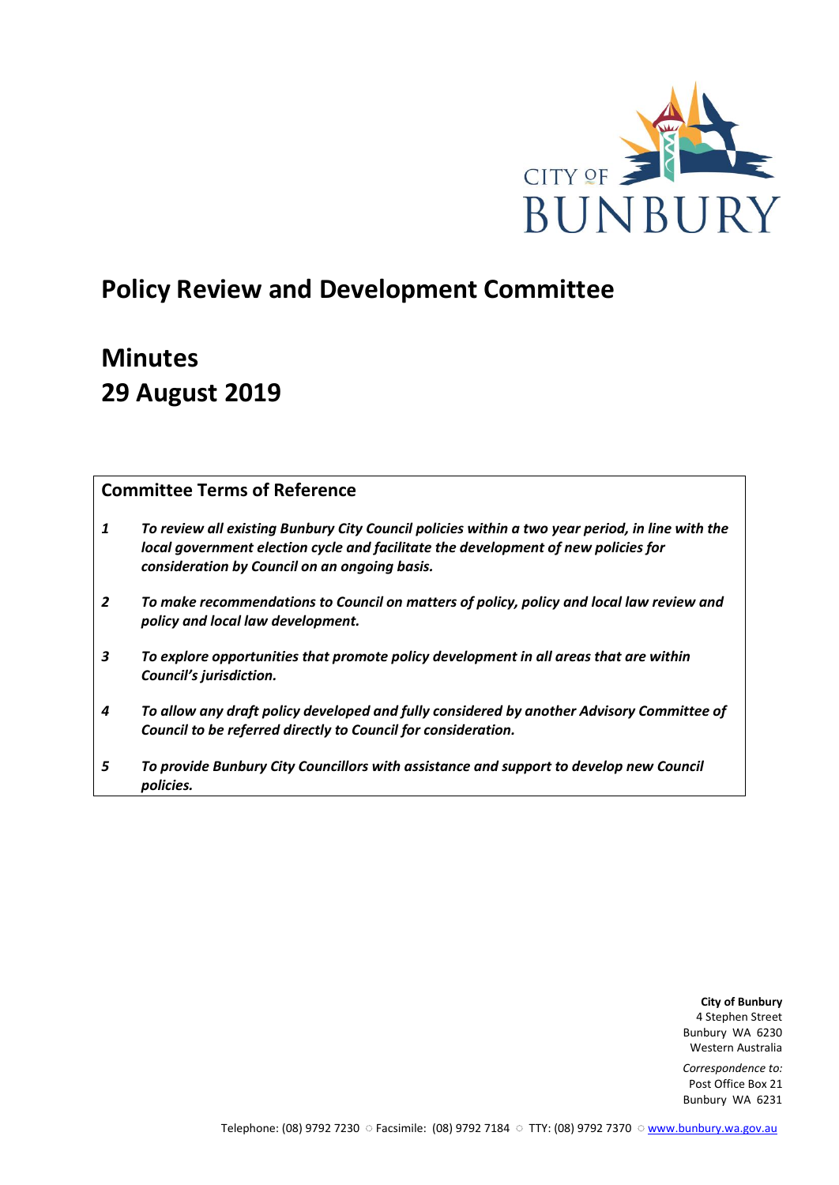CITY OF BUNBURY

# Policy Review and Development Committee

# Minutes
# 29 August 2019

## Committee Terms of Reference

*1* ***To review all existing Bunbury City Council policies within a two year period, in line with the local government election cycle and facilitate the development of new policies for consideration by Council on an ongoing basis.***

*2* ***To make recommendations to Council on matters of policy, policy and local law review and policy and local law development.***

*3* ***To explore opportunities that promote policy development in all areas that are within Council's jurisdiction.***

*4* ***To allow any draft policy developed and fully considered by another Advisory Committee of Council to be referred directly to Council for consideration.***

*5* ***To provide Bunbury City Councillors with assistance and support to develop new Council policies.***

**City of Bunbury**
4 Stephen Street
Bunbury WA 6230
Western Australia

*Correspondence to:*
Post Office Box 21
Bunbury WA 6231

Telephone: (08) 9792 7230 ○ Facsimile: (08) 9792 7184 ○ TTY: (08) 9792 7370 ○ www.bunbury.wa.gov.au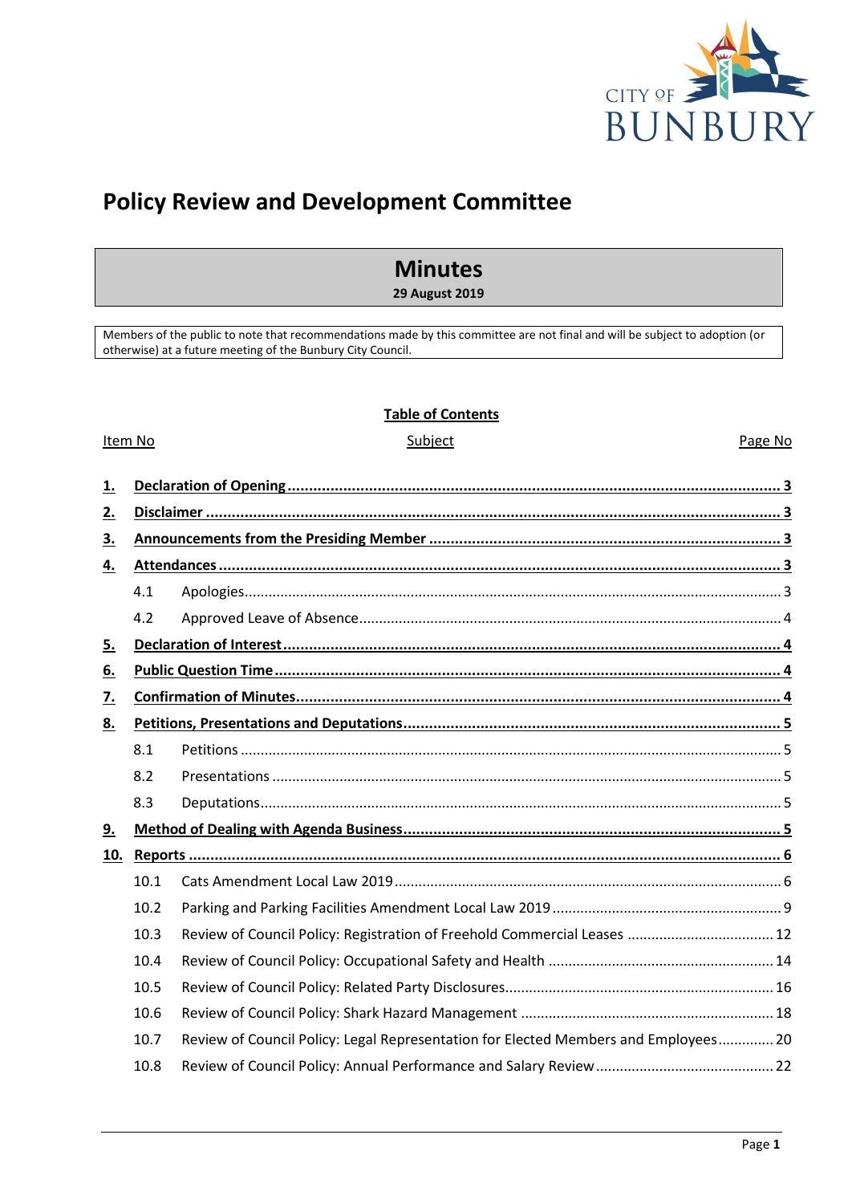# Policy Review and Development Committee

## Minutes

**29 August 2019**

Members of the public to note that recommendations made by this committee are not final and will be subject to adoption (or otherwise) at a future meeting of the Bunbury City Council.

**Table of Contents**

| Item No | Subject | Page No |
|---|---|---|
| **1.** | **Declaration of Opening** | **3** |
| **2.** | **Disclaimer** | **3** |
| **3.** | **Announcements from the Presiding Member** | **3** |
| **4.** | **Attendances** | **3** |
| 4.1 | Apologies | 3 |
| 4.2 | Approved Leave of Absence | 4 |
| **5.** | **Declaration of Interest** | **4** |
| **6.** | **Public Question Time** | **4** |
| **7.** | **Confirmation of Minutes** | **4** |
| **8.** | **Petitions, Presentations and Deputations** | **5** |
| 8.1 | Petitions | 5 |
| 8.2 | Presentations | 5 |
| 8.3 | Deputations | 5 |
| **9.** | **Method of Dealing with Agenda Business** | **5** |
| **10.** | **Reports** | **6** |
| 10.1 | Cats Amendment Local Law 2019 | 6 |
| 10.2 | Parking and Parking Facilities Amendment Local Law 2019 | 9 |
| 10.3 | Review of Council Policy: Registration of Freehold Commercial Leases | 12 |
| 10.4 | Review of Council Policy: Occupational Safety and Health | 14 |
| 10.5 | Review of Council Policy: Related Party Disclosures | 16 |
| 10.6 | Review of Council Policy: Shark Hazard Management | 18 |
| 10.7 | Review of Council Policy: Legal Representation for Elected Members and Employees | 20 |
| 10.8 | Review of Council Policy: Annual Performance and Salary Review | 22 |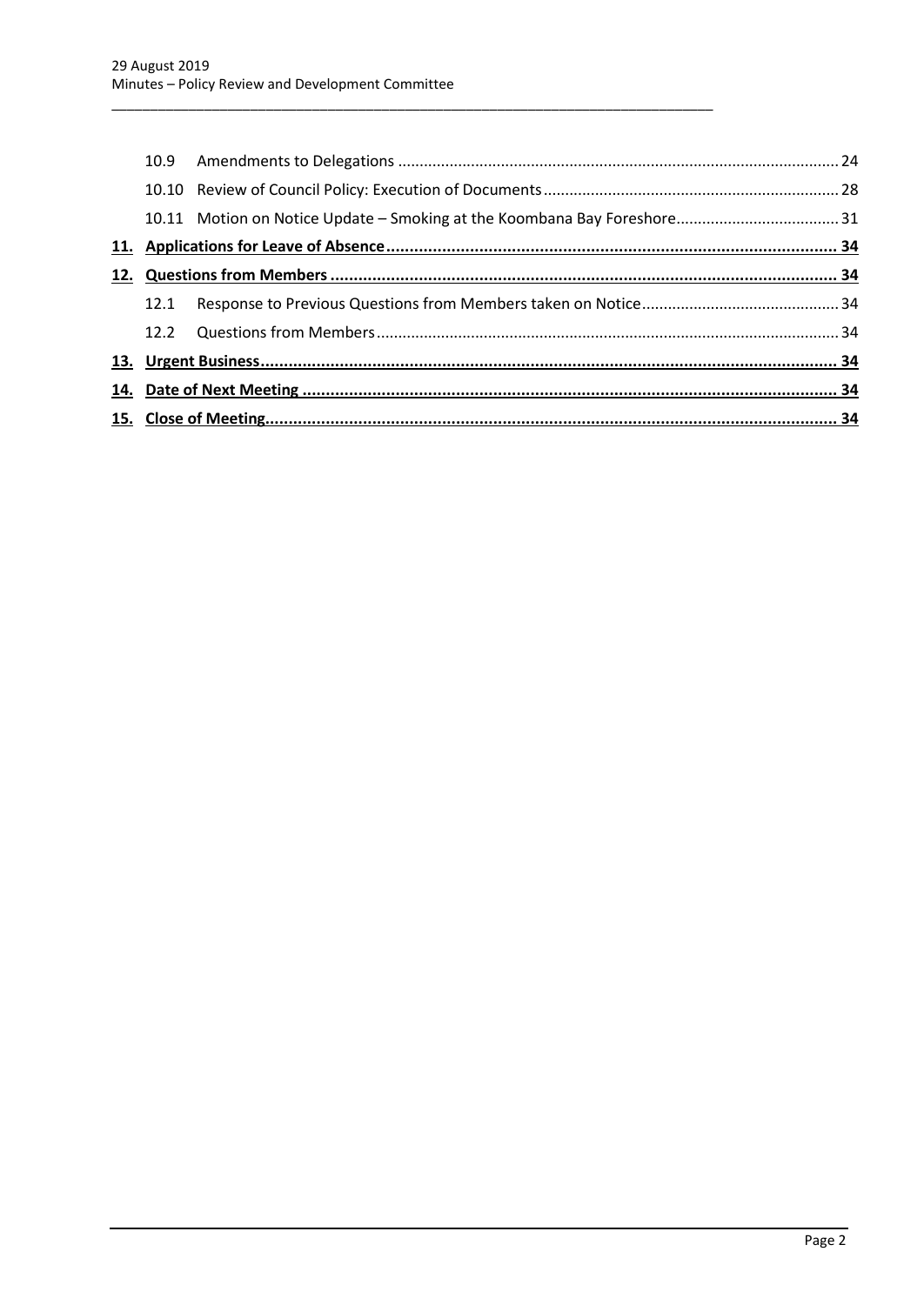| | | |
|---|---|---|
| 10.9 | Amendments to Delegations | 24 |
| 10.10 | Review of Council Policy: Execution of Documents | 28 |
| 10.11 | Motion on Notice Update – Smoking at the Koombana Bay Foreshore | 31 |
| **11.** | **Applications for Leave of Absence** | **34** |
| **12.** | **Questions from Members** | **34** |
| 12.1 | Response to Previous Questions from Members taken on Notice | 34 |
| 12.2 | Questions from Members | 34 |
| **13.** | **Urgent Business** | **34** |
| **14.** | **Date of Next Meeting** | **34** |
| **15.** | **Close of Meeting** | **34** |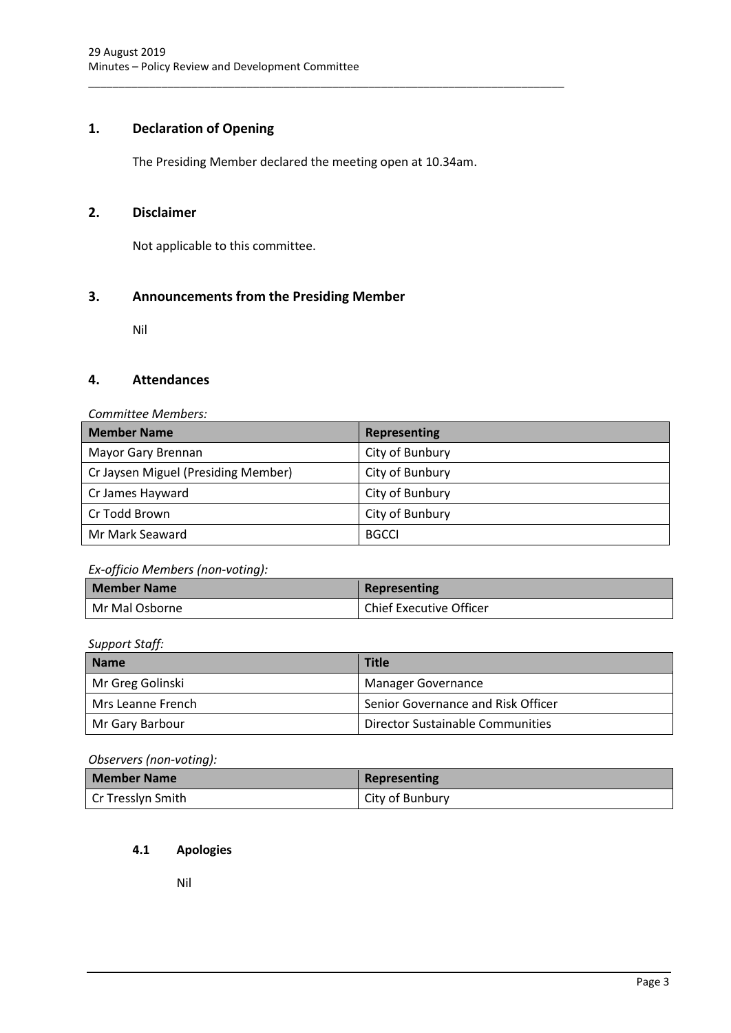## 1. Declaration of Opening

The Presiding Member declared the meeting open at 10.34am.

## 2. Disclaimer

Not applicable to this committee.

## 3. Announcements from the Presiding Member

Nil

## 4. Attendances

*Committee Members:*

| Member Name | Representing |
|---|---|
| Mayor Gary Brennan | City of Bunbury |
| Cr Jaysen Miguel (Presiding Member) | City of Bunbury |
| Cr James Hayward | City of Bunbury |
| Cr Todd Brown | City of Bunbury |
| Mr Mark Seaward | BGCCI |

*Ex-officio Members (non-voting):*

| Member Name | Representing |
|---|---|
| Mr Mal Osborne | Chief Executive Officer |

*Support Staff:*

| Name | Title |
|---|---|
| Mr Greg Golinski | Manager Governance |
| Mrs Leanne French | Senior Governance and Risk Officer |
| Mr Gary Barbour | Director Sustainable Communities |

*Observers (non-voting):*

| Member Name | Representing |
|---|---|
| Cr Tresslyn Smith | City of Bunbury |

### 4.1 Apologies

Nil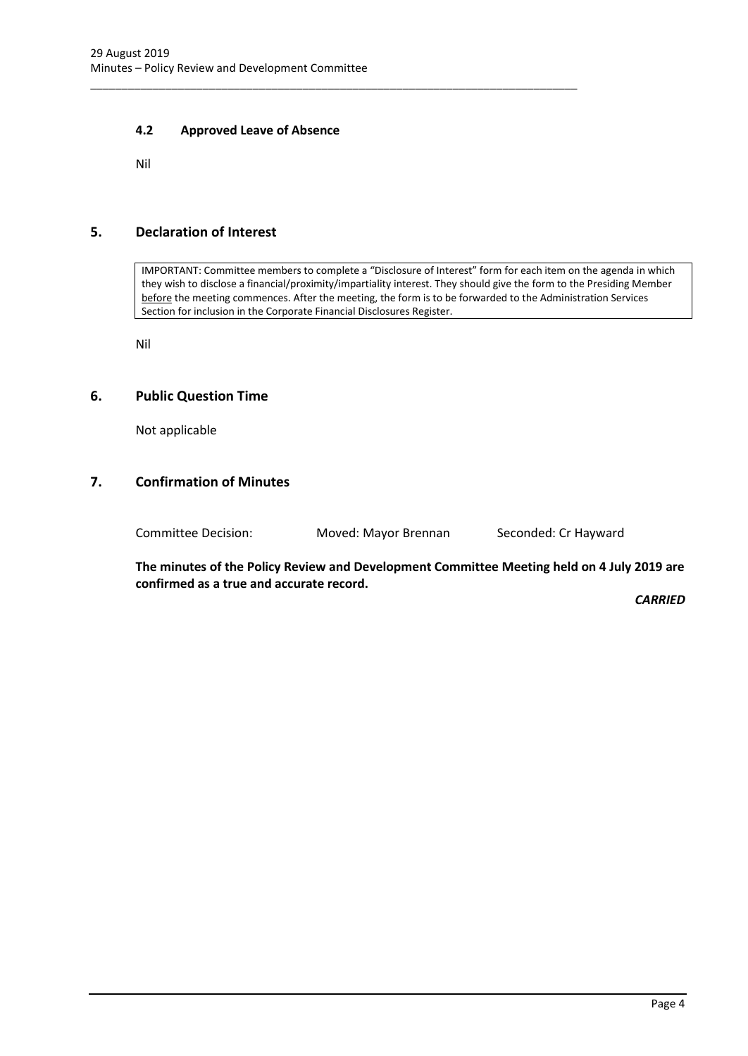### 4.2 Approved Leave of Absence

Nil

## 5. Declaration of Interest

IMPORTANT: Committee members to complete a "Disclosure of Interest" form for each item on the agenda in which they wish to disclose a financial/proximity/impartiality interest. They should give the form to the Presiding Member before the meeting commences. After the meeting, the form is to be forwarded to the Administration Services Section for inclusion in the Corporate Financial Disclosures Register.

Nil

## 6. Public Question Time

Not applicable

## 7. Confirmation of Minutes

Committee Decision: Moved: Mayor Brennan Seconded: Cr Hayward

**The minutes of the Policy Review and Development Committee Meeting held on 4 July 2019 are confirmed as a true and accurate record.**

***CARRIED***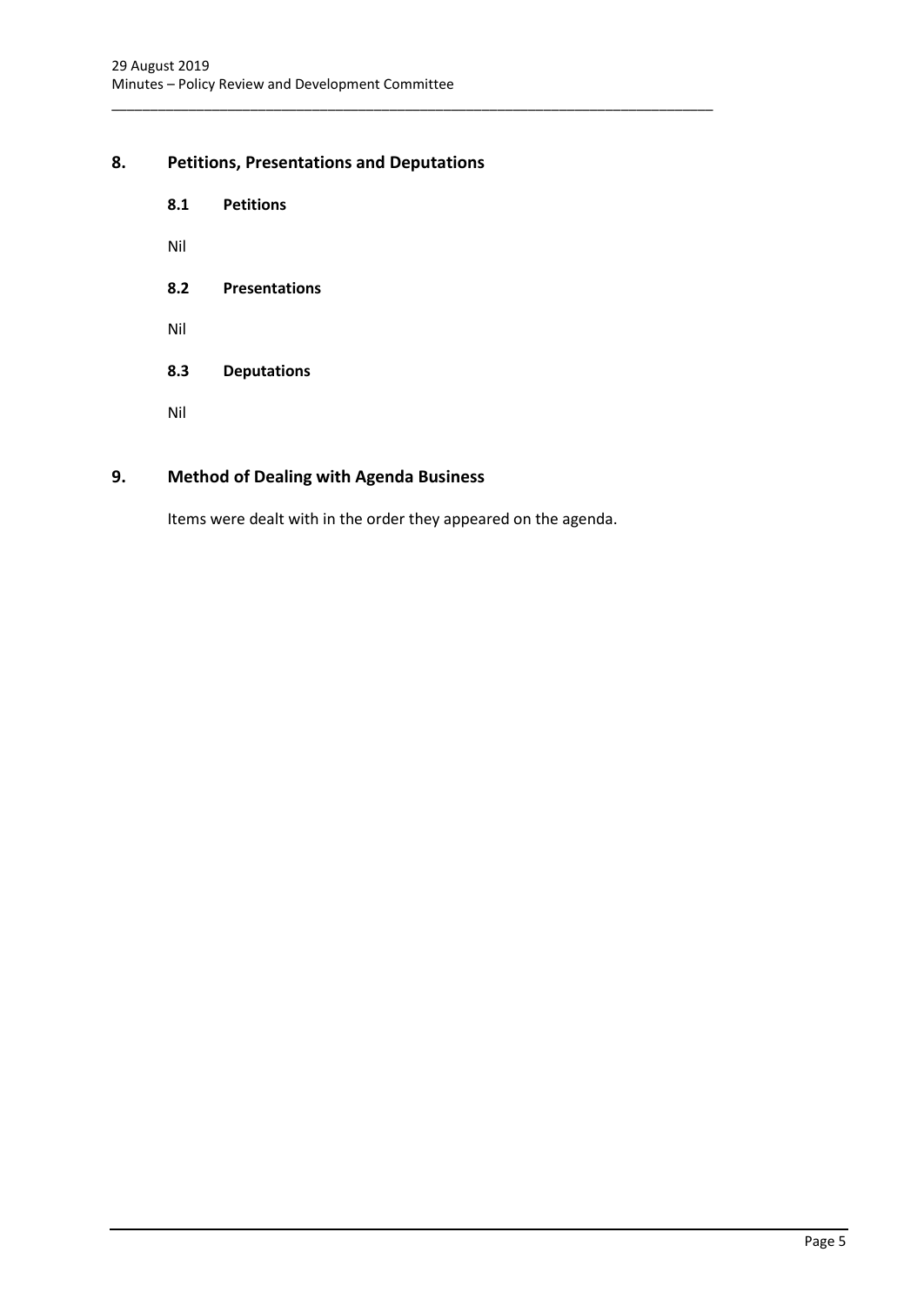## 8. Petitions, Presentations and Deputations

### 8.1 Petitions

Nil

### 8.2 Presentations

Nil

### 8.3 Deputations

Nil

## 9. Method of Dealing with Agenda Business

Items were dealt with in the order they appeared on the agenda.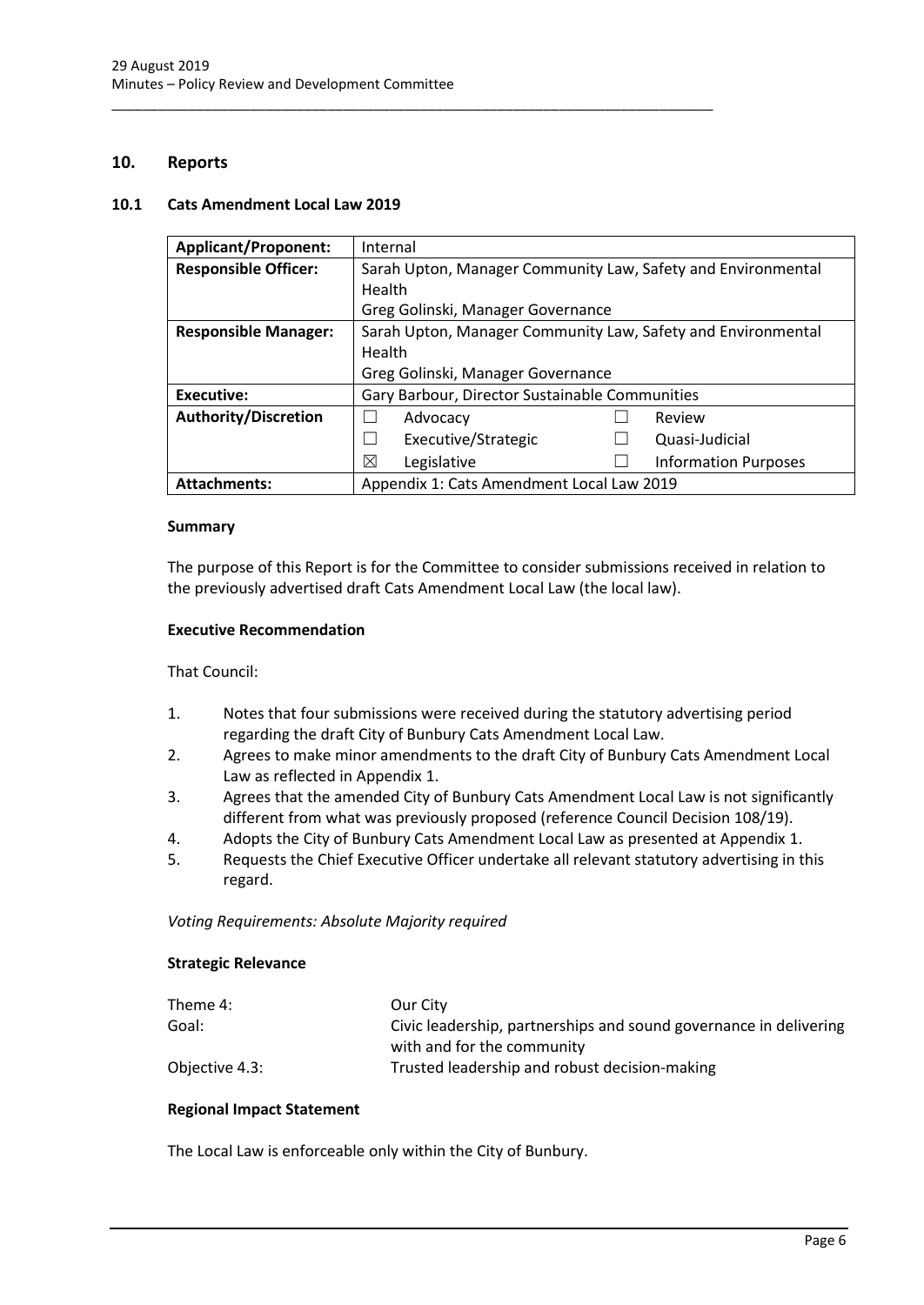## 10. Reports

### 10.1 Cats Amendment Local Law 2019

| **Applicant/Proponent:** | Internal | | | |
|---|---|---|---|---|
| **Responsible Officer:** | Sarah Upton, Manager Community Law, Safety and Environmental Health<br>Greg Golinski, Manager Governance | | | |
| **Responsible Manager:** | Sarah Upton, Manager Community Law, Safety and Environmental Health<br>Greg Golinski, Manager Governance | | | |
| **Executive:** | Gary Barbour, Director Sustainable Communities | | | |
| **Authority/Discretion** | ☐ | Advocacy | ☐ | Review |
| | ☐ | Executive/Strategic | ☐ | Quasi-Judicial |
| | ☒ | Legislative | ☐ | Information Purposes |
| **Attachments:** | Appendix 1: Cats Amendment Local Law 2019 | | | |

#### Summary

The purpose of this Report is for the Committee to consider submissions received in relation to the previously advertised draft Cats Amendment Local Law (the local law).

#### Executive Recommendation

That Council:

1. Notes that four submissions were received during the statutory advertising period regarding the draft City of Bunbury Cats Amendment Local Law.
2. Agrees to make minor amendments to the draft City of Bunbury Cats Amendment Local Law as reflected in Appendix 1.
3. Agrees that the amended City of Bunbury Cats Amendment Local Law is not significantly different from what was previously proposed (reference Council Decision 108/19).
4. Adopts the City of Bunbury Cats Amendment Local Law as presented at Appendix 1.
5. Requests the Chief Executive Officer undertake all relevant statutory advertising in this regard.

*Voting Requirements: Absolute Majority required*

#### Strategic Relevance

| | |
|---|---|
| Theme 4: | Our City |
| Goal: | Civic leadership, partnerships and sound governance in delivering with and for the community |
| Objective 4.3: | Trusted leadership and robust decision-making |

#### Regional Impact Statement

The Local Law is enforceable only within the City of Bunbury.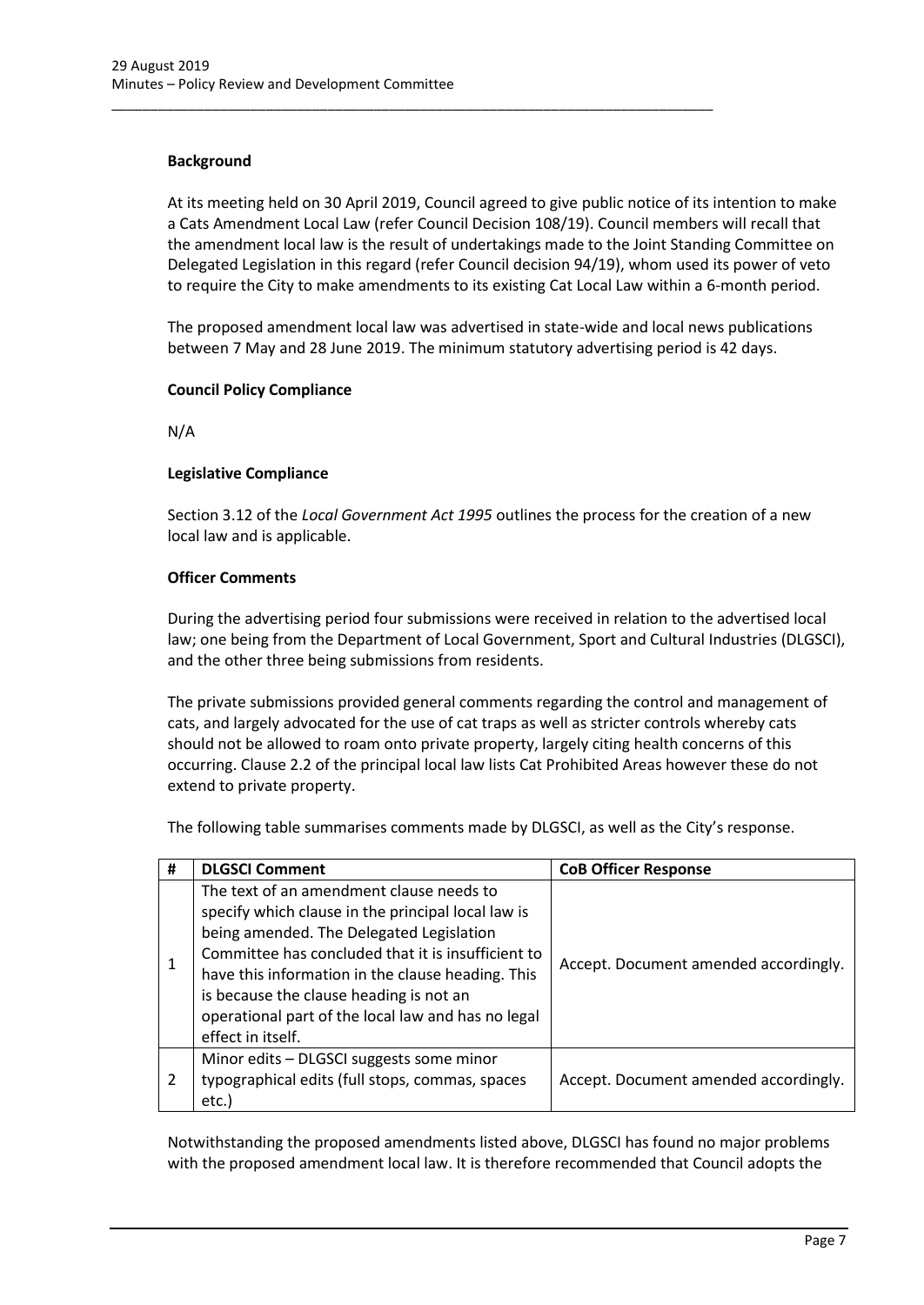**Background**

At its meeting held on 30 April 2019, Council agreed to give public notice of its intention to make a Cats Amendment Local Law (refer Council Decision 108/19). Council members will recall that the amendment local law is the result of undertakings made to the Joint Standing Committee on Delegated Legislation in this regard (refer Council decision 94/19), whom used its power of veto to require the City to make amendments to its existing Cat Local Law within a 6-month period.

The proposed amendment local law was advertised in state-wide and local news publications between 7 May and 28 June 2019. The minimum statutory advertising period is 42 days.

**Council Policy Compliance**

N/A

**Legislative Compliance**

Section 3.12 of the *Local Government Act 1995* outlines the process for the creation of a new local law and is applicable.

**Officer Comments**

During the advertising period four submissions were received in relation to the advertised local law; one being from the Department of Local Government, Sport and Cultural Industries (DLGSCI), and the other three being submissions from residents.

The private submissions provided general comments regarding the control and management of cats, and largely advocated for the use of cat traps as well as stricter controls whereby cats should not be allowed to roam onto private property, largely citing health concerns of this occurring. Clause 2.2 of the principal local law lists Cat Prohibited Areas however these do not extend to private property.

The following table summarises comments made by DLGSCI, as well as the City's response.

| # | DLGSCI Comment | CoB Officer Response |
|---|---|---|
| 1 | The text of an amendment clause needs to specify which clause in the principal local law is being amended. The Delegated Legislation Committee has concluded that it is insufficient to have this information in the clause heading. This is because the clause heading is not an operational part of the local law and has no legal effect in itself. | Accept. Document amended accordingly. |
| 2 | Minor edits – DLGSCI suggests some minor typographical edits (full stops, commas, spaces etc.) | Accept. Document amended accordingly. |

Notwithstanding the proposed amendments listed above, DLGSCI has found no major problems with the proposed amendment local law. It is therefore recommended that Council adopts the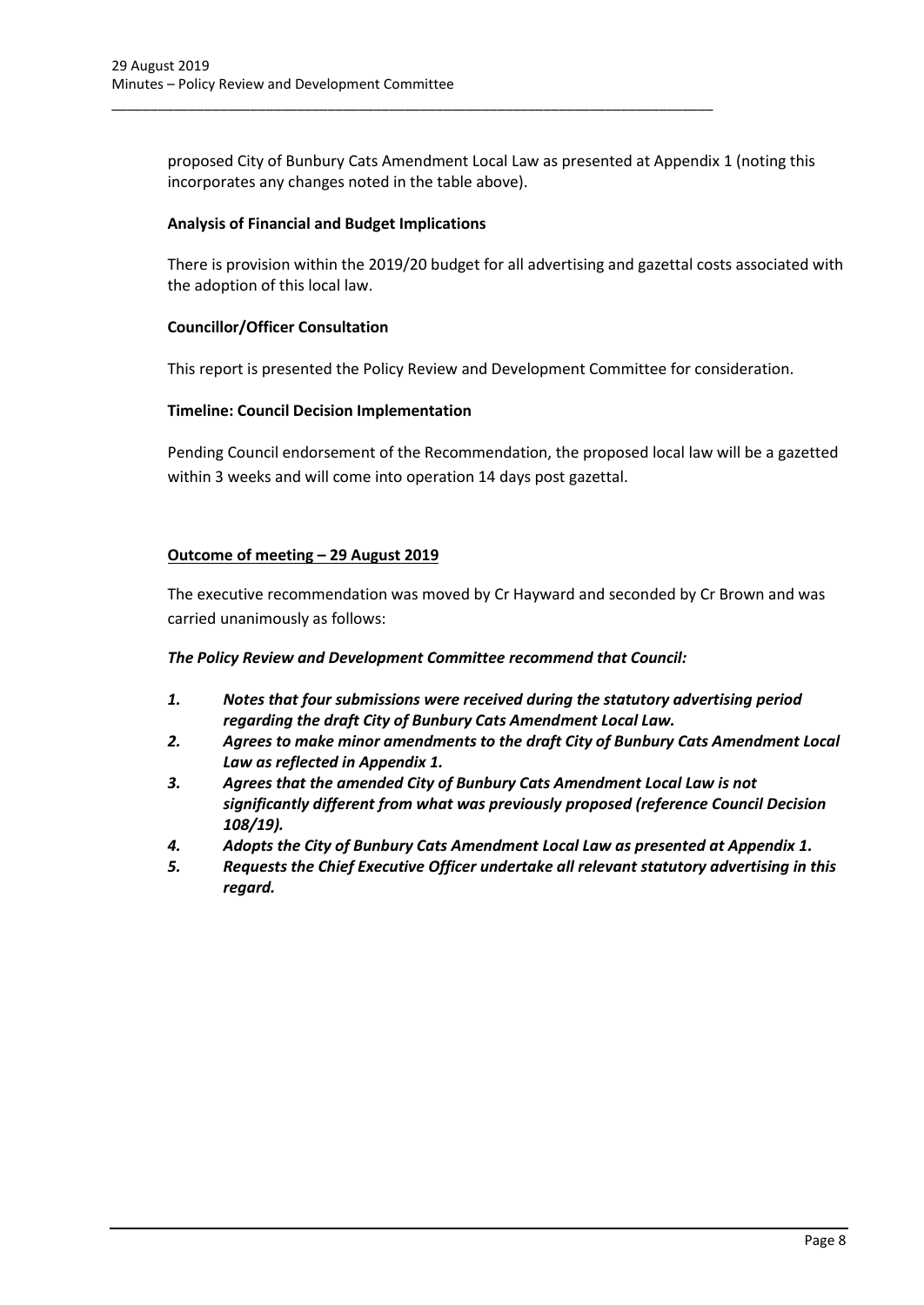proposed City of Bunbury Cats Amendment Local Law as presented at Appendix 1 (noting this incorporates any changes noted in the table above).

**Analysis of Financial and Budget Implications**

There is provision within the 2019/20 budget for all advertising and gazettal costs associated with the adoption of this local law.

**Councillor/Officer Consultation**

This report is presented the Policy Review and Development Committee for consideration.

**Timeline: Council Decision Implementation**

Pending Council endorsement of the Recommendation, the proposed local law will be a gazetted within 3 weeks and will come into operation 14 days post gazettal.

**Outcome of meeting – 29 August 2019**

The executive recommendation was moved by Cr Hayward and seconded by Cr Brown and was carried unanimously as follows:

***The Policy Review and Development Committee recommend that Council:***

1. ***Notes that four submissions were received during the statutory advertising period regarding the draft City of Bunbury Cats Amendment Local Law.***
2. ***Agrees to make minor amendments to the draft City of Bunbury Cats Amendment Local Law as reflected in Appendix 1.***
3. ***Agrees that the amended City of Bunbury Cats Amendment Local Law is not significantly different from what was previously proposed (reference Council Decision 108/19).***
4. ***Adopts the City of Bunbury Cats Amendment Local Law as presented at Appendix 1.***
5. ***Requests the Chief Executive Officer undertake all relevant statutory advertising in this regard.***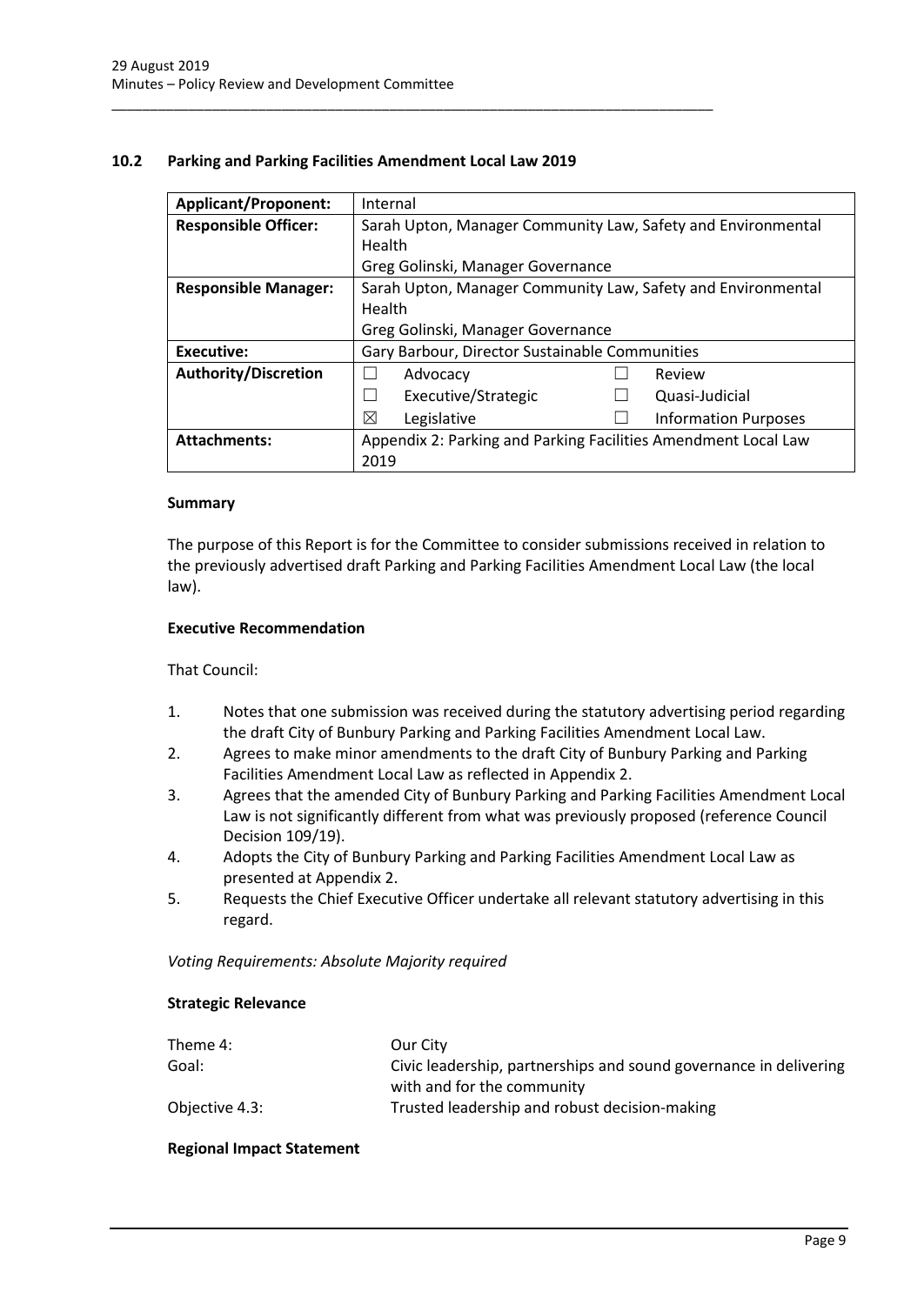## 10.2 Parking and Parking Facilities Amendment Local Law 2019

| | |
|---|---|
| **Applicant/Proponent:** | Internal |
| **Responsible Officer:** | Sarah Upton, Manager Community Law, Safety and Environmental Health<br>Greg Golinski, Manager Governance |
| **Responsible Manager:** | Sarah Upton, Manager Community Law, Safety and Environmental Health<br>Greg Golinski, Manager Governance |
| **Executive:** | Gary Barbour, Director Sustainable Communities |
| **Authority/Discretion** | ☐ Advocacy ☐ Review<br>☐ Executive/Strategic ☐ Quasi-Judicial<br>☒ Legislative ☐ Information Purposes |
| **Attachments:** | Appendix 2: Parking and Parking Facilities Amendment Local Law 2019 |

### Summary

The purpose of this Report is for the Committee to consider submissions received in relation to the previously advertised draft Parking and Parking Facilities Amendment Local Law (the local law).

### Executive Recommendation

That Council:

1. Notes that one submission was received during the statutory advertising period regarding the draft City of Bunbury Parking and Parking Facilities Amendment Local Law.
2. Agrees to make minor amendments to the draft City of Bunbury Parking and Parking Facilities Amendment Local Law as reflected in Appendix 2.
3. Agrees that the amended City of Bunbury Parking and Parking Facilities Amendment Local Law is not significantly different from what was previously proposed (reference Council Decision 109/19).
4. Adopts the City of Bunbury Parking and Parking Facilities Amendment Local Law as presented at Appendix 2.
5. Requests the Chief Executive Officer undertake all relevant statutory advertising in this regard.

*Voting Requirements: Absolute Majority required*

### Strategic Relevance

| | |
|---|---|
| Theme 4: | Our City |
| Goal: | Civic leadership, partnerships and sound governance in delivering with and for the community |
| Objective 4.3: | Trusted leadership and robust decision-making |

### Regional Impact Statement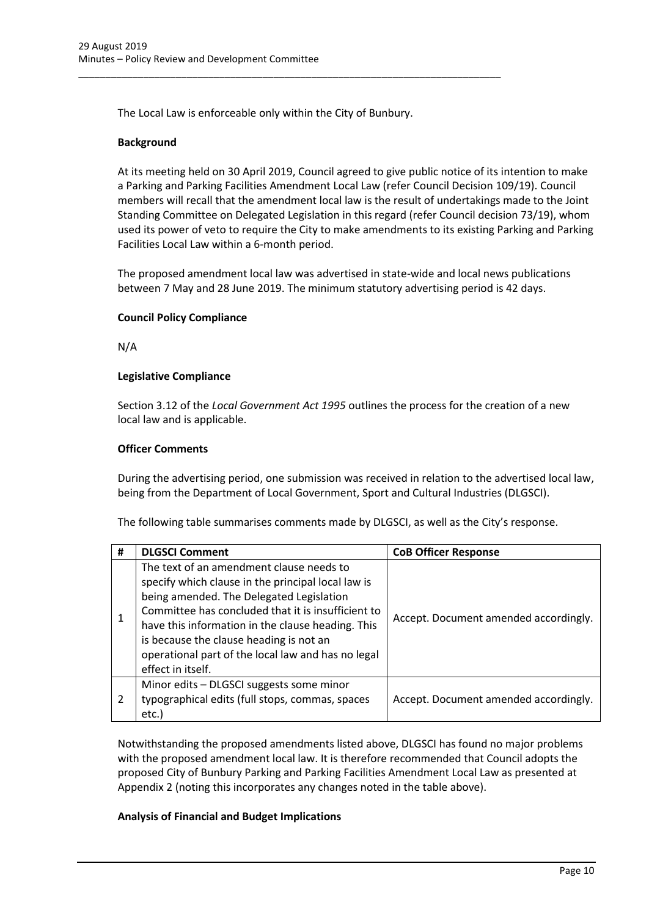The Local Law is enforceable only within the City of Bunbury.

**Background**

At its meeting held on 30 April 2019, Council agreed to give public notice of its intention to make a Parking and Parking Facilities Amendment Local Law (refer Council Decision 109/19). Council members will recall that the amendment local law is the result of undertakings made to the Joint Standing Committee on Delegated Legislation in this regard (refer Council decision 73/19), whom used its power of veto to require the City to make amendments to its existing Parking and Parking Facilities Local Law within a 6-month period.

The proposed amendment local law was advertised in state-wide and local news publications between 7 May and 28 June 2019. The minimum statutory advertising period is 42 days.

**Council Policy Compliance**

N/A

**Legislative Compliance**

Section 3.12 of the *Local Government Act 1995* outlines the process for the creation of a new local law and is applicable.

**Officer Comments**

During the advertising period, one submission was received in relation to the advertised local law, being from the Department of Local Government, Sport and Cultural Industries (DLGSCI).

The following table summarises comments made by DLGSCI, as well as the City's response.

| # | DLGSCI Comment | CoB Officer Response |
|---|---|---|
| 1 | The text of an amendment clause needs to specify which clause in the principal local law is being amended. The Delegated Legislation Committee has concluded that it is insufficient to have this information in the clause heading. This is because the clause heading is not an operational part of the local law and has no legal effect in itself. | Accept. Document amended accordingly. |
| 2 | Minor edits – DLGSCI suggests some minor typographical edits (full stops, commas, spaces etc.) | Accept. Document amended accordingly. |

Notwithstanding the proposed amendments listed above, DLGSCI has found no major problems with the proposed amendment local law. It is therefore recommended that Council adopts the proposed City of Bunbury Parking and Parking Facilities Amendment Local Law as presented at Appendix 2 (noting this incorporates any changes noted in the table above).

**Analysis of Financial and Budget Implications**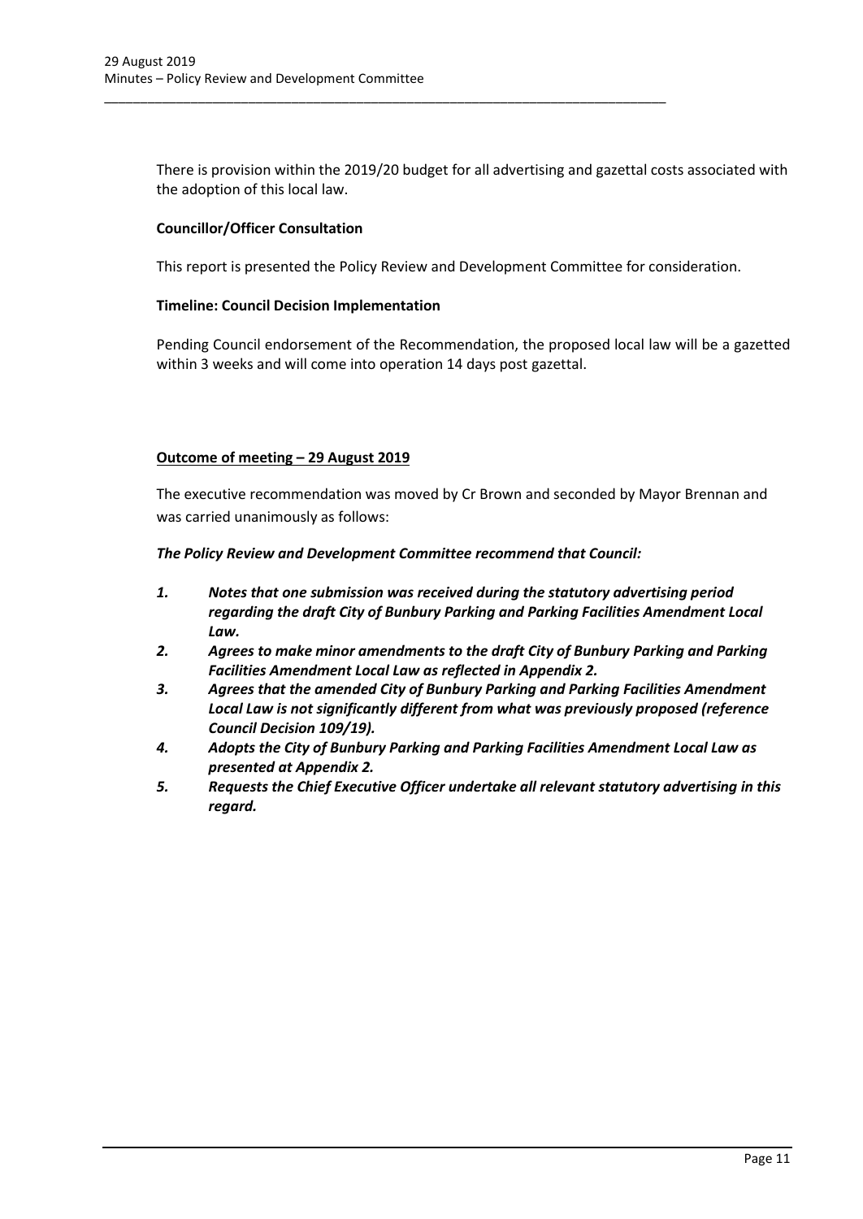There is provision within the 2019/20 budget for all advertising and gazettal costs associated with the adoption of this local law.

**Councillor/Officer Consultation**

This report is presented the Policy Review and Development Committee for consideration.

**Timeline: Council Decision Implementation**

Pending Council endorsement of the Recommendation, the proposed local law will be a gazetted within 3 weeks and will come into operation 14 days post gazettal.

**Outcome of meeting – 29 August 2019**

The executive recommendation was moved by Cr Brown and seconded by Mayor Brennan and was carried unanimously as follows:

***The Policy Review and Development Committee recommend that Council:***

1. ***Notes that one submission was received during the statutory advertising period regarding the draft City of Bunbury Parking and Parking Facilities Amendment Local Law.***
2. ***Agrees to make minor amendments to the draft City of Bunbury Parking and Parking Facilities Amendment Local Law as reflected in Appendix 2.***
3. ***Agrees that the amended City of Bunbury Parking and Parking Facilities Amendment Local Law is not significantly different from what was previously proposed (reference Council Decision 109/19).***
4. ***Adopts the City of Bunbury Parking and Parking Facilities Amendment Local Law as presented at Appendix 2.***
5. ***Requests the Chief Executive Officer undertake all relevant statutory advertising in this regard.***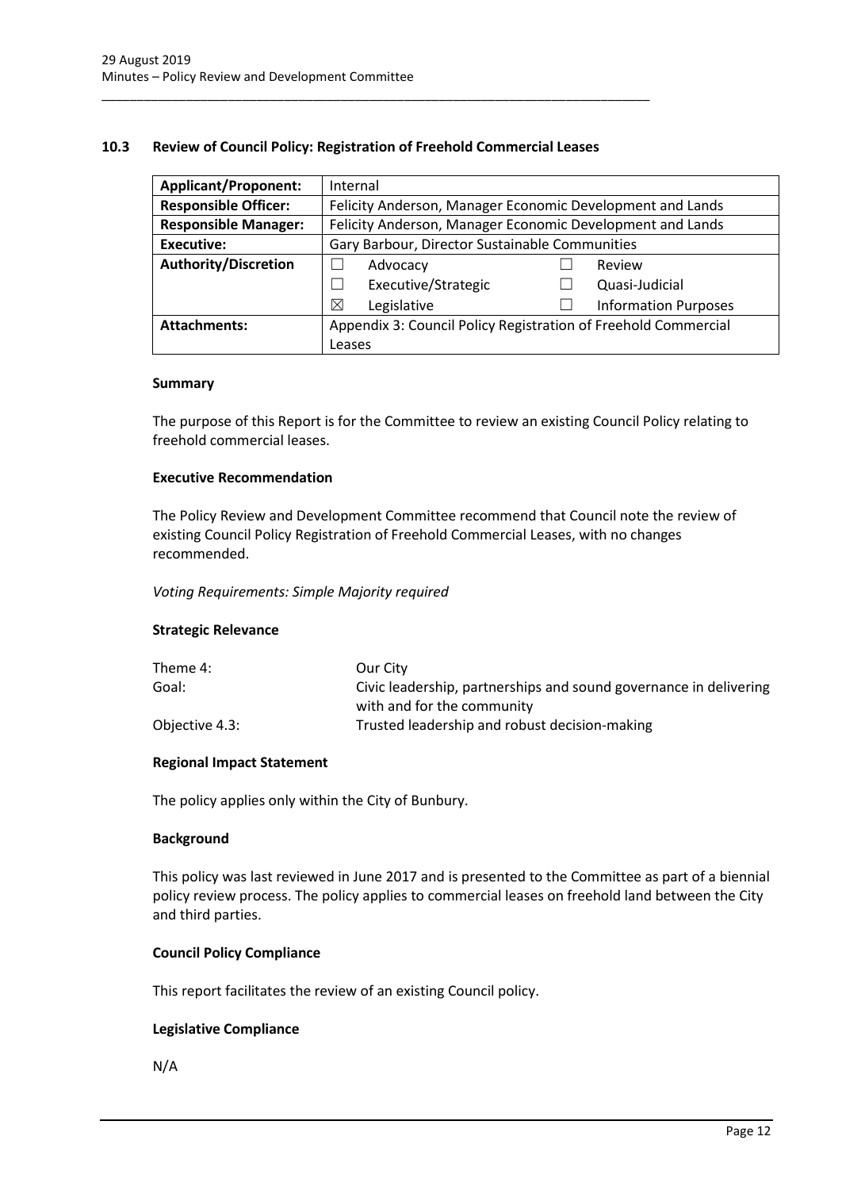### 10.3 Review of Council Policy: Registration of Freehold Commercial Leases

| | | | |
|---|---|---|---|
| **Applicant/Proponent:** | Internal | | |
| **Responsible Officer:** | Felicity Anderson, Manager Economic Development and Lands | | |
| **Responsible Manager:** | Felicity Anderson, Manager Economic Development and Lands | | |
| **Executive:** | Gary Barbour, Director Sustainable Communities | | |
| **Authority/Discretion** | ☐ Advocacy | ☐ Review | |
| | ☐ Executive/Strategic | ☐ Quasi-Judicial | |
| | ☒ Legislative | ☐ Information Purposes | |
| **Attachments:** | Appendix 3: Council Policy Registration of Freehold Commercial Leases | | |

#### Summary

The purpose of this Report is for the Committee to review an existing Council Policy relating to freehold commercial leases.

#### Executive Recommendation

The Policy Review and Development Committee recommend that Council note the review of existing Council Policy Registration of Freehold Commercial Leases, with no changes recommended.

*Voting Requirements: Simple Majority required*

#### Strategic Relevance

| | |
|---|---|
| Theme 4: | Our City |
| Goal: | Civic leadership, partnerships and sound governance in delivering with and for the community |
| Objective 4.3: | Trusted leadership and robust decision-making |

#### Regional Impact Statement

The policy applies only within the City of Bunbury.

#### Background

This policy was last reviewed in June 2017 and is presented to the Committee as part of a biennial policy review process. The policy applies to commercial leases on freehold land between the City and third parties.

#### Council Policy Compliance

This report facilitates the review of an existing Council policy.

#### Legislative Compliance

N/A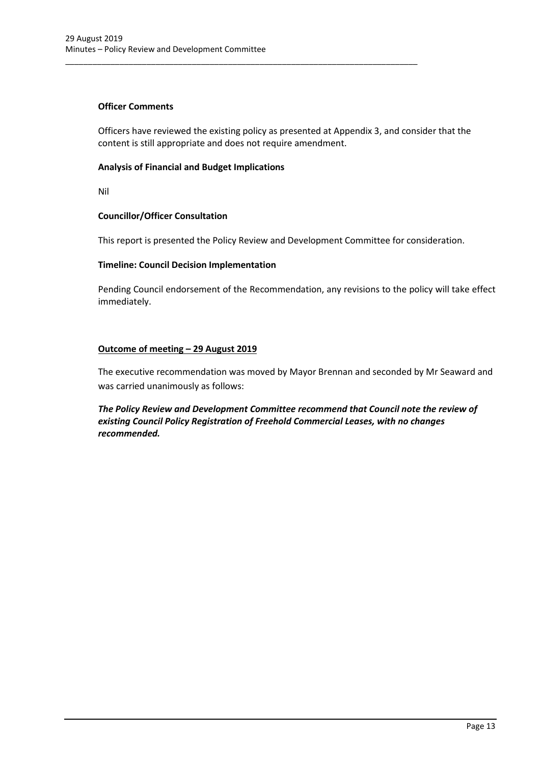**Officer Comments**

Officers have reviewed the existing policy as presented at Appendix 3, and consider that the content is still appropriate and does not require amendment.

**Analysis of Financial and Budget Implications**

Nil

**Councillor/Officer Consultation**

This report is presented the Policy Review and Development Committee for consideration.

**Timeline: Council Decision Implementation**

Pending Council endorsement of the Recommendation, any revisions to the policy will take effect immediately.

**Outcome of meeting – 29 August 2019**

The executive recommendation was moved by Mayor Brennan and seconded by Mr Seaward and was carried unanimously as follows:

***The Policy Review and Development Committee recommend that Council note the review of existing Council Policy Registration of Freehold Commercial Leases, with no changes recommended.***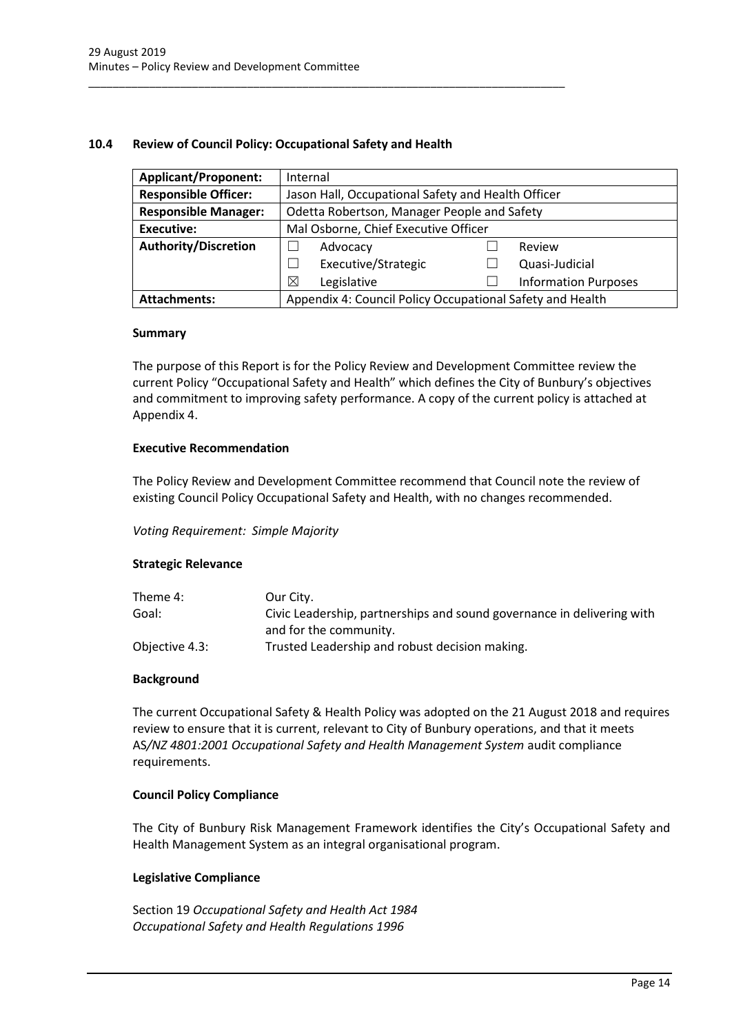## 10.4 Review of Council Policy: Occupational Safety and Health

| | | | |
|---|---|---|---|
| **Applicant/Proponent:** | Internal | | |
| **Responsible Officer:** | Jason Hall, Occupational Safety and Health Officer | | |
| **Responsible Manager:** | Odetta Robertson, Manager People and Safety | | |
| **Executive:** | Mal Osborne, Chief Executive Officer | | |
| **Authority/Discretion** | ☐ Advocacy | ☐ Review | |
| | ☐ Executive/Strategic | ☐ Quasi-Judicial | |
| | ☒ Legislative | ☐ Information Purposes | |
| **Attachments:** | Appendix 4: Council Policy Occupational Safety and Health | | |

### Summary

The purpose of this Report is for the Policy Review and Development Committee review the current Policy "Occupational Safety and Health" which defines the City of Bunbury's objectives and commitment to improving safety performance. A copy of the current policy is attached at Appendix 4.

### Executive Recommendation

The Policy Review and Development Committee recommend that Council note the review of existing Council Policy Occupational Safety and Health, with no changes recommended.

*Voting Requirement: Simple Majority*

### Strategic Relevance

| | |
|---|---|
| Theme 4: | Our City. |
| Goal: | Civic Leadership, partnerships and sound governance in delivering with and for the community. |
| Objective 4.3: | Trusted Leadership and robust decision making. |

### Background

The current Occupational Safety & Health Policy was adopted on the 21 August 2018 and requires review to ensure that it is current, relevant to City of Bunbury operations, and that it meets AS*/NZ 4801:2001 Occupational Safety and Health Management System* audit compliance requirements.

### Council Policy Compliance

The City of Bunbury Risk Management Framework identifies the City's Occupational Safety and Health Management System as an integral organisational program.

### Legislative Compliance

Section 19 *Occupational Safety and Health Act 1984*
*Occupational Safety and Health Regulations 1996*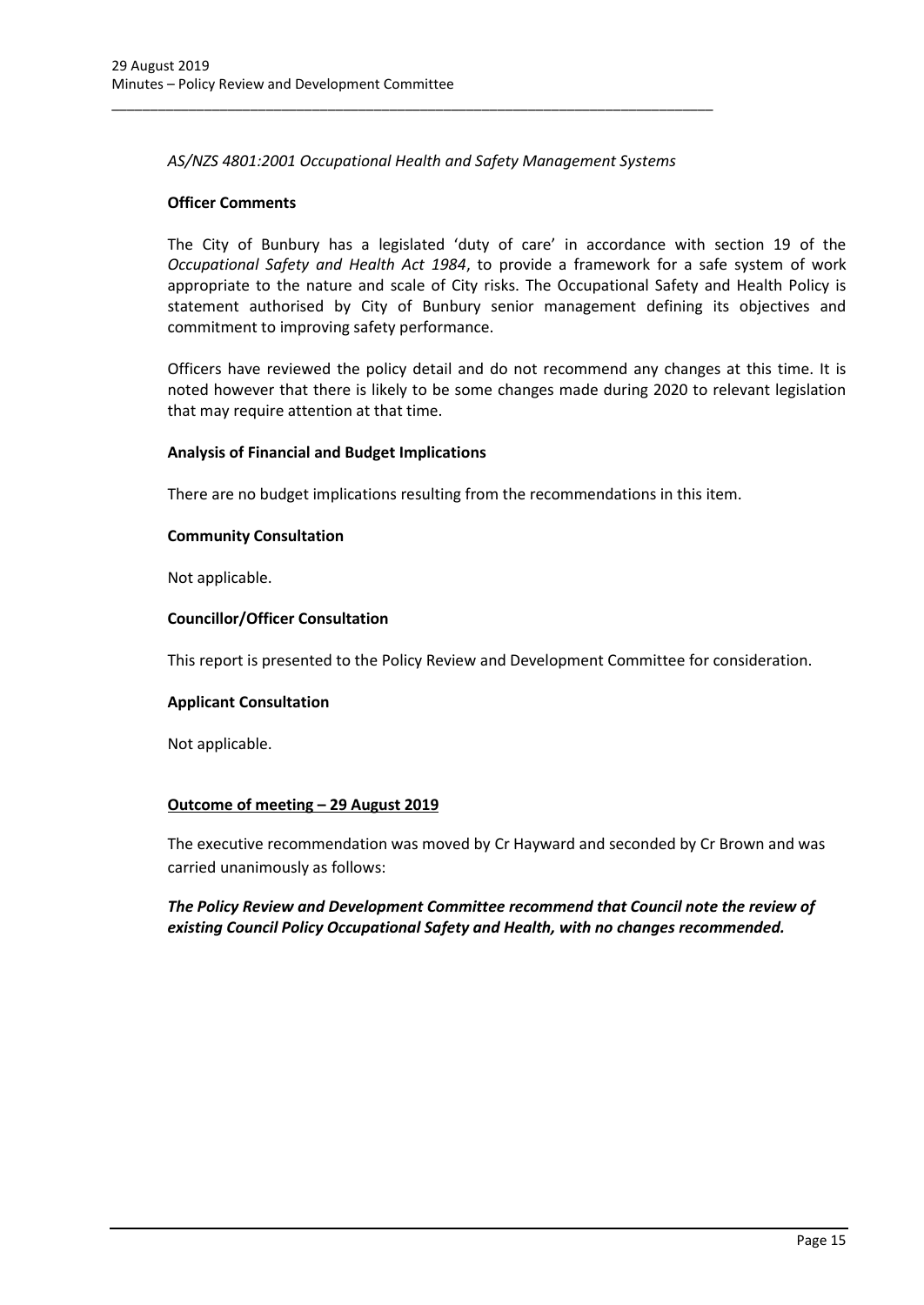*AS/NZS 4801:2001 Occupational Health and Safety Management Systems*

**Officer Comments**

The City of Bunbury has a legislated 'duty of care' in accordance with section 19 of the *Occupational Safety and Health Act 1984*, to provide a framework for a safe system of work appropriate to the nature and scale of City risks. The Occupational Safety and Health Policy is statement authorised by City of Bunbury senior management defining its objectives and commitment to improving safety performance.

Officers have reviewed the policy detail and do not recommend any changes at this time. It is noted however that there is likely to be some changes made during 2020 to relevant legislation that may require attention at that time.

**Analysis of Financial and Budget Implications**

There are no budget implications resulting from the recommendations in this item.

**Community Consultation**

Not applicable.

**Councillor/Officer Consultation**

This report is presented to the Policy Review and Development Committee for consideration.

**Applicant Consultation**

Not applicable.

**Outcome of meeting – 29 August 2019**

The executive recommendation was moved by Cr Hayward and seconded by Cr Brown and was carried unanimously as follows:

***The Policy Review and Development Committee recommend that Council note the review of existing Council Policy Occupational Safety and Health, with no changes recommended.***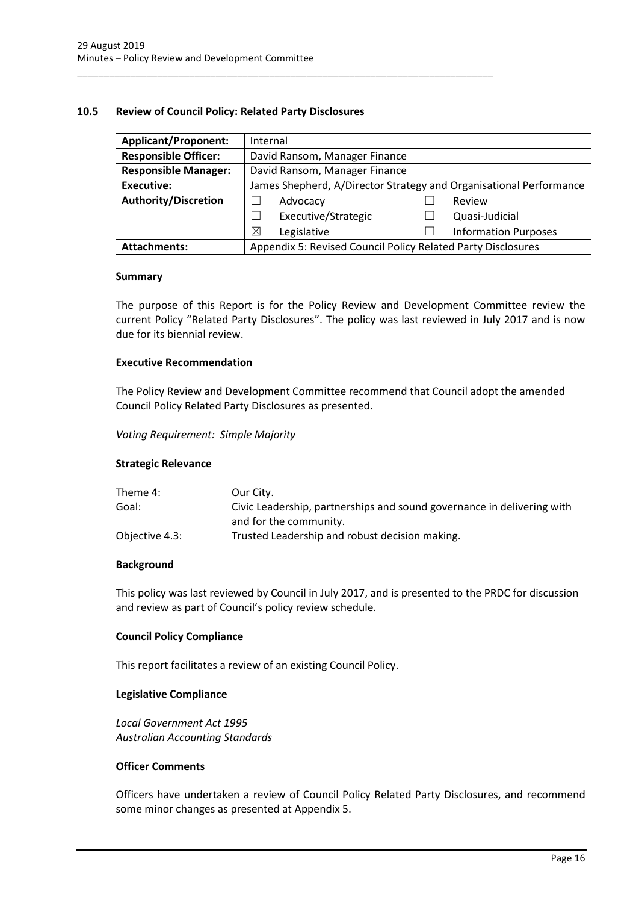## 10.5 Review of Council Policy: Related Party Disclosures

| | | | | |
|---|---|---|---|---|
| **Applicant/Proponent:** | Internal | | | |
| **Responsible Officer:** | David Ransom, Manager Finance | | | |
| **Responsible Manager:** | David Ransom, Manager Finance | | | |
| **Executive:** | James Shepherd, A/Director Strategy and Organisational Performance | | | |
| **Authority/Discretion** | ☐ | Advocacy | ☐ | Review |
| | ☐ | Executive/Strategic | ☐ | Quasi-Judicial |
| | ☒ | Legislative | ☐ | Information Purposes |
| **Attachments:** | Appendix 5: Revised Council Policy Related Party Disclosures | | | |

### Summary

The purpose of this Report is for the Policy Review and Development Committee review the current Policy "Related Party Disclosures". The policy was last reviewed in July 2017 and is now due for its biennial review.

### Executive Recommendation

The Policy Review and Development Committee recommend that Council adopt the amended Council Policy Related Party Disclosures as presented.

*Voting Requirement: Simple Majority*

### Strategic Relevance

| | |
|---|---|
| Theme 4: | Our City. |
| Goal: | Civic Leadership, partnerships and sound governance in delivering with and for the community. |
| Objective 4.3: | Trusted Leadership and robust decision making. |

### Background

This policy was last reviewed by Council in July 2017, and is presented to the PRDC for discussion and review as part of Council's policy review schedule.

### Council Policy Compliance

This report facilitates a review of an existing Council Policy.

### Legislative Compliance

*Local Government Act 1995*
*Australian Accounting Standards*

### Officer Comments

Officers have undertaken a review of Council Policy Related Party Disclosures, and recommend some minor changes as presented at Appendix 5.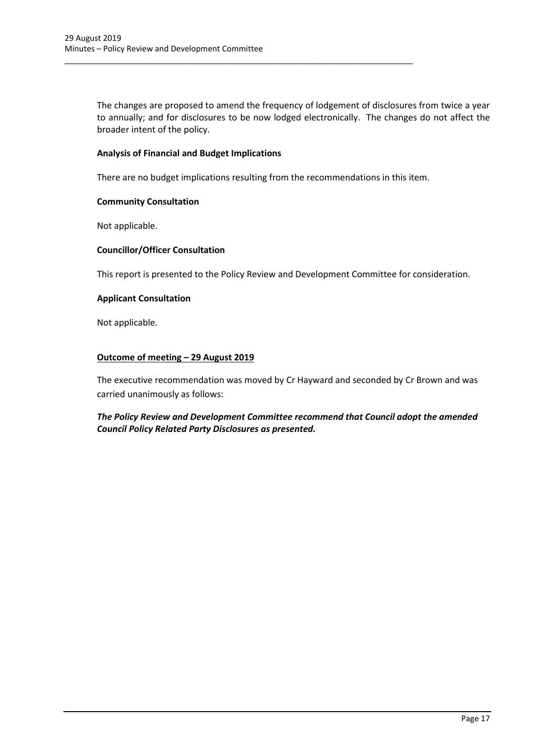The changes are proposed to amend the frequency of lodgement of disclosures from twice a year to annually; and for disclosures to be now lodged electronically. The changes do not affect the broader intent of the policy.

**Analysis of Financial and Budget Implications**

There are no budget implications resulting from the recommendations in this item.

**Community Consultation**

Not applicable.

**Councillor/Officer Consultation**

This report is presented to the Policy Review and Development Committee for consideration.

**Applicant Consultation**

Not applicable.

**Outcome of meeting – 29 August 2019**

The executive recommendation was moved by Cr Hayward and seconded by Cr Brown and was carried unanimously as follows:

***The Policy Review and Development Committee recommend that Council adopt the amended Council Policy Related Party Disclosures as presented.***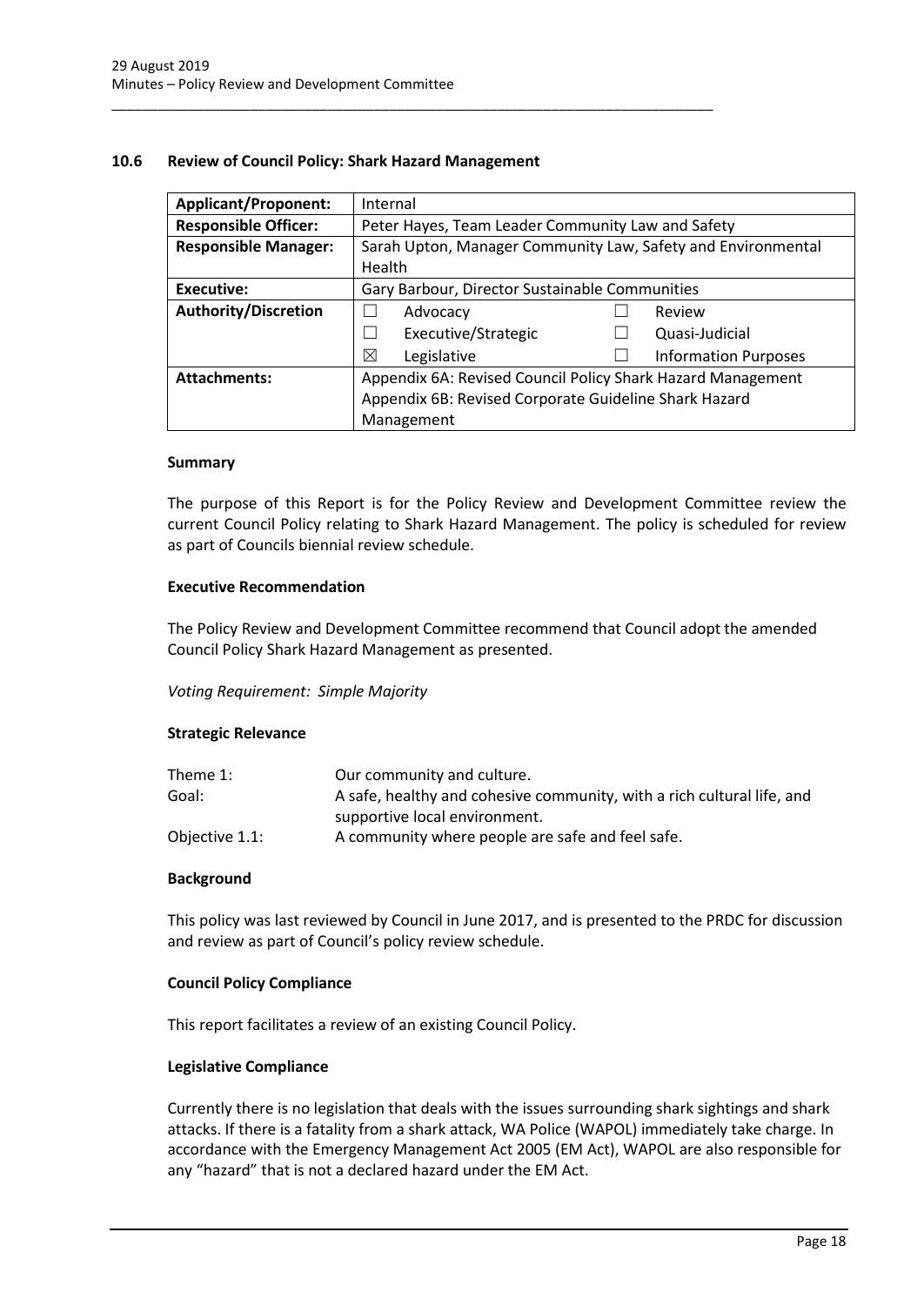## 10.6 Review of Council Policy: Shark Hazard Management

| | |
|---|---|
| **Applicant/Proponent:** | Internal |
| **Responsible Officer:** | Peter Hayes, Team Leader Community Law and Safety |
| **Responsible Manager:** | Sarah Upton, Manager Community Law, Safety and Environmental Health |
| **Executive:** | Gary Barbour, Director Sustainable Communities |
| **Authority/Discretion** | ☐ Advocacy<br>☐ Executive/Strategic<br>☒ Legislative<br>☐ Review<br>☐ Quasi-Judicial<br>☐ Information Purposes |
| **Attachments:** | Appendix 6A: Revised Council Policy Shark Hazard Management<br>Appendix 6B: Revised Corporate Guideline Shark Hazard Management |

### Summary

The purpose of this Report is for the Policy Review and Development Committee review the current Council Policy relating to Shark Hazard Management. The policy is scheduled for review as part of Councils biennial review schedule.

### Executive Recommendation

The Policy Review and Development Committee recommend that Council adopt the amended Council Policy Shark Hazard Management as presented.

*Voting Requirement: Simple Majority*

### Strategic Relevance

| | |
|---|---|
| Theme 1: | Our community and culture. |
| Goal: | A safe, healthy and cohesive community, with a rich cultural life, and supportive local environment. |
| Objective 1.1: | A community where people are safe and feel safe. |

### Background

This policy was last reviewed by Council in June 2017, and is presented to the PRDC for discussion and review as part of Council's policy review schedule.

### Council Policy Compliance

This report facilitates a review of an existing Council Policy.

### Legislative Compliance

Currently there is no legislation that deals with the issues surrounding shark sightings and shark attacks. If there is a fatality from a shark attack, WA Police (WAPOL) immediately take charge. In accordance with the Emergency Management Act 2005 (EM Act), WAPOL are also responsible for any "hazard" that is not a declared hazard under the EM Act.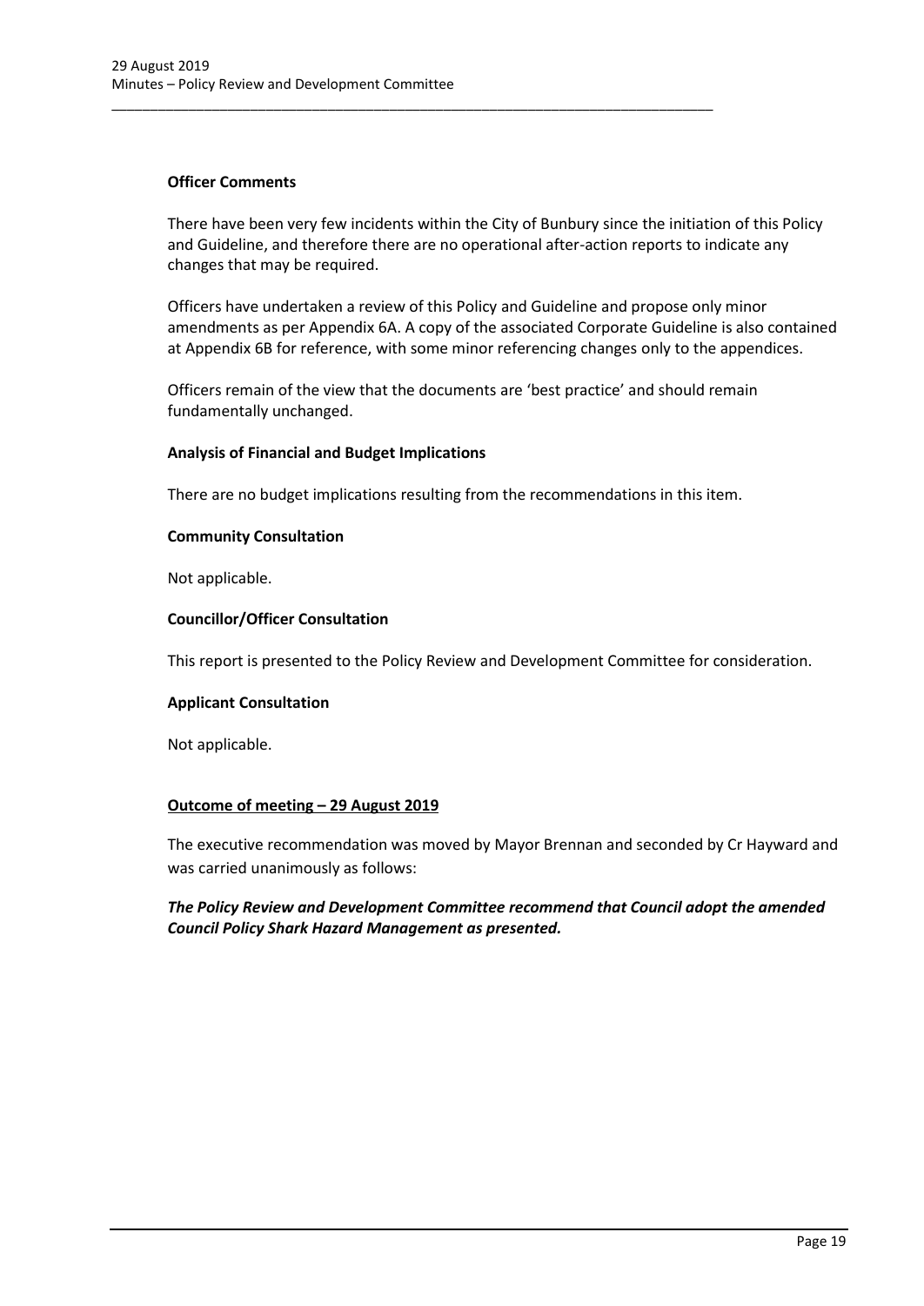**Officer Comments**

There have been very few incidents within the City of Bunbury since the initiation of this Policy and Guideline, and therefore there are no operational after-action reports to indicate any changes that may be required.

Officers have undertaken a review of this Policy and Guideline and propose only minor amendments as per Appendix 6A. A copy of the associated Corporate Guideline is also contained at Appendix 6B for reference, with some minor referencing changes only to the appendices.

Officers remain of the view that the documents are 'best practice' and should remain fundamentally unchanged.

**Analysis of Financial and Budget Implications**

There are no budget implications resulting from the recommendations in this item.

**Community Consultation**

Not applicable.

**Councillor/Officer Consultation**

This report is presented to the Policy Review and Development Committee for consideration.

**Applicant Consultation**

Not applicable.

**Outcome of meeting – 29 August 2019**

The executive recommendation was moved by Mayor Brennan and seconded by Cr Hayward and was carried unanimously as follows:

***The Policy Review and Development Committee recommend that Council adopt the amended Council Policy Shark Hazard Management as presented.***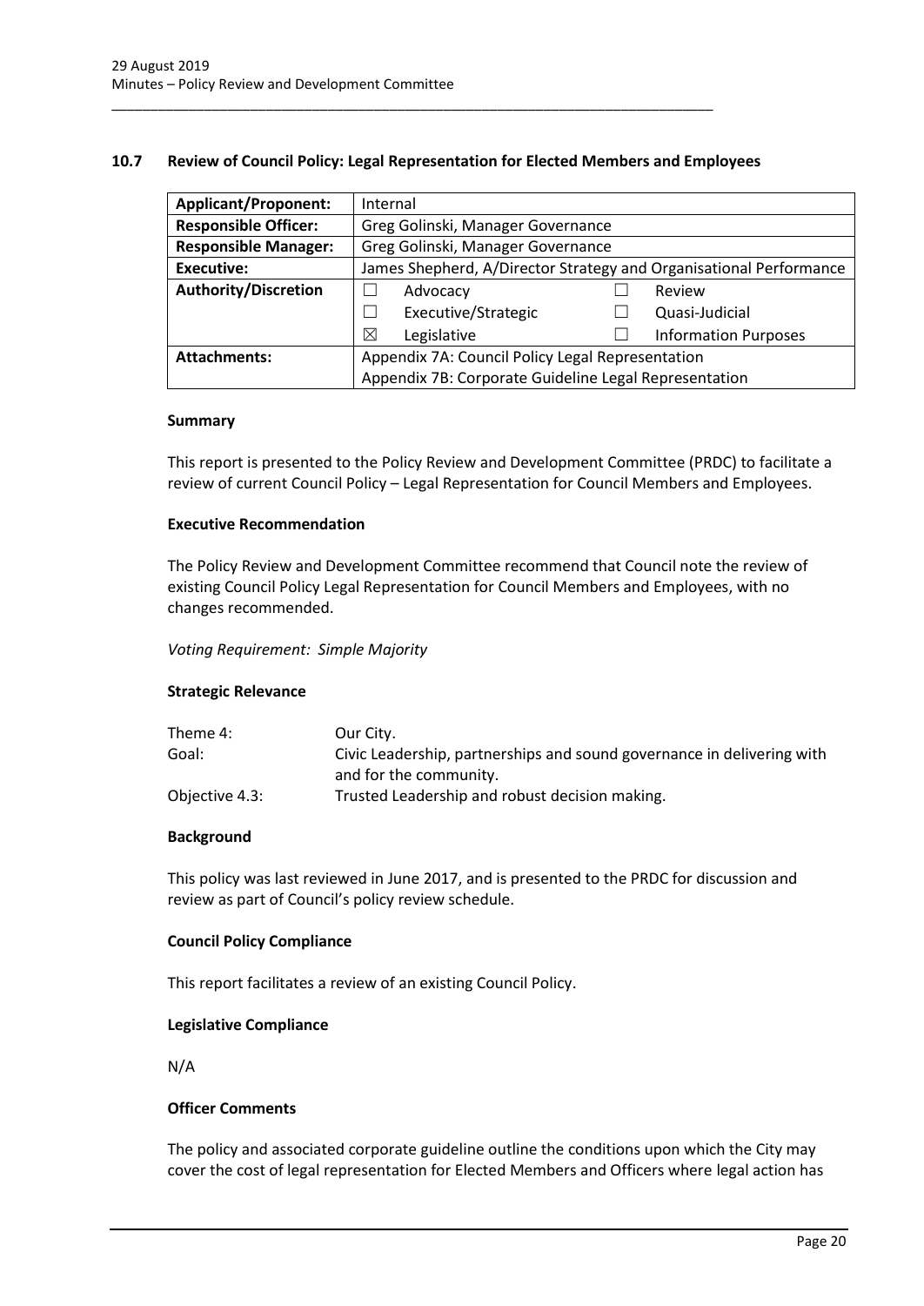## 10.7 Review of Council Policy: Legal Representation for Elected Members and Employees

| **Applicant/Proponent:** | Internal | | | |
|---|---|---|---|---|
| **Responsible Officer:** | Greg Golinski, Manager Governance | | | |
| **Responsible Manager:** | Greg Golinski, Manager Governance | | | |
| **Executive:** | James Shepherd, A/Director Strategy and Organisational Performance | | | |
| **Authority/Discretion** | ☐ | Advocacy | ☐ | Review |
| | ☐ | Executive/Strategic | ☐ | Quasi-Judicial |
| | ☒ | Legislative | ☐ | Information Purposes |
| **Attachments:** | Appendix 7A: Council Policy Legal Representation<br>Appendix 7B: Corporate Guideline Legal Representation | | | |

### Summary

This report is presented to the Policy Review and Development Committee (PRDC) to facilitate a review of current Council Policy – Legal Representation for Council Members and Employees.

### Executive Recommendation

The Policy Review and Development Committee recommend that Council note the review of existing Council Policy Legal Representation for Council Members and Employees, with no changes recommended.

*Voting Requirement: Simple Majority*

### Strategic Relevance

| | |
|---|---|
| Theme 4: | Our City. |
| Goal: | Civic Leadership, partnerships and sound governance in delivering with and for the community. |
| Objective 4.3: | Trusted Leadership and robust decision making. |

### Background

This policy was last reviewed in June 2017, and is presented to the PRDC for discussion and review as part of Council's policy review schedule.

### Council Policy Compliance

This report facilitates a review of an existing Council Policy.

### Legislative Compliance

N/A

### Officer Comments

The policy and associated corporate guideline outline the conditions upon which the City may cover the cost of legal representation for Elected Members and Officers where legal action has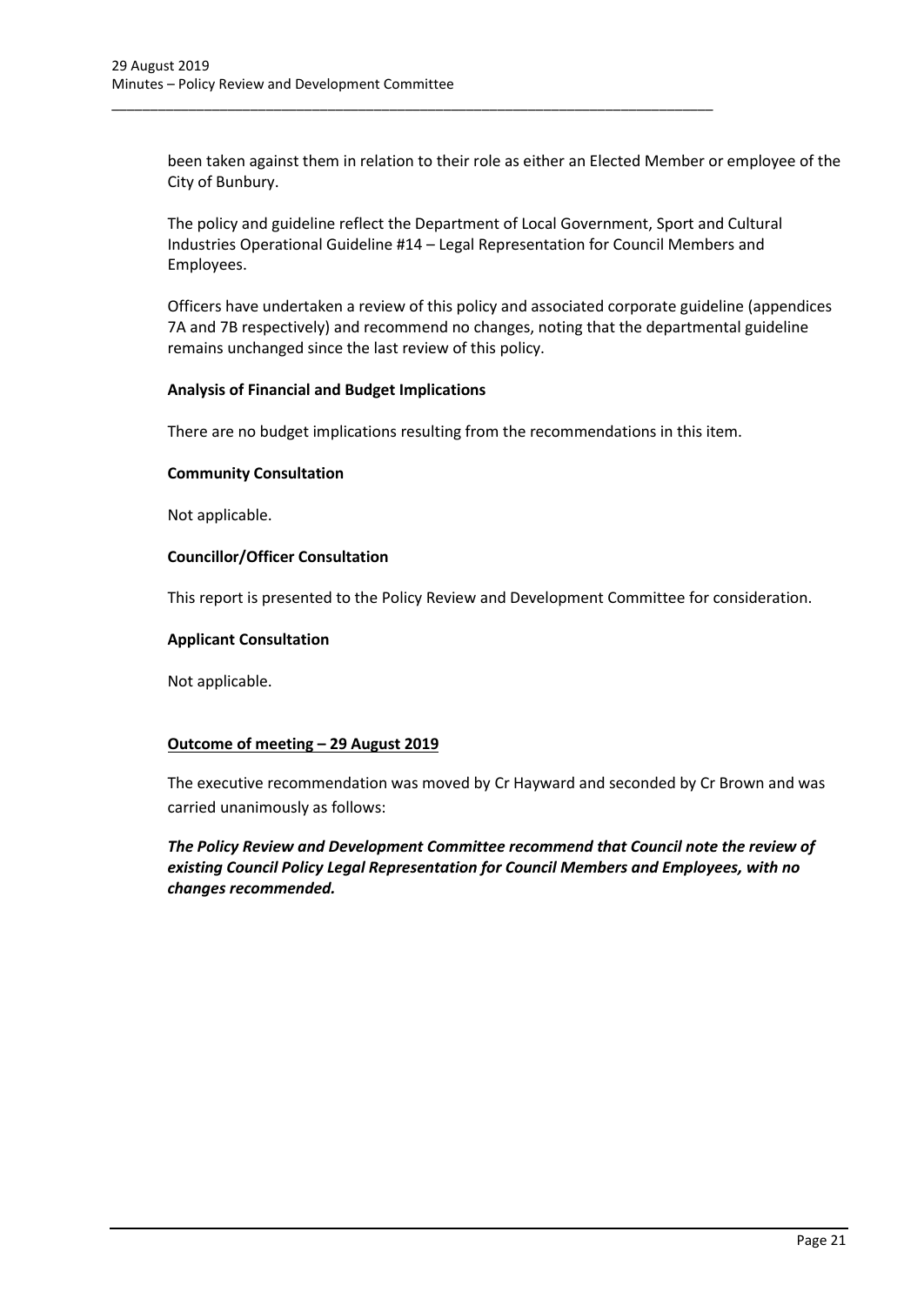been taken against them in relation to their role as either an Elected Member or employee of the City of Bunbury.

The policy and guideline reflect the Department of Local Government, Sport and Cultural Industries Operational Guideline #14 – Legal Representation for Council Members and Employees.

Officers have undertaken a review of this policy and associated corporate guideline (appendices 7A and 7B respectively) and recommend no changes, noting that the departmental guideline remains unchanged since the last review of this policy.

**Analysis of Financial and Budget Implications**

There are no budget implications resulting from the recommendations in this item.

**Community Consultation**

Not applicable.

**Councillor/Officer Consultation**

This report is presented to the Policy Review and Development Committee for consideration.

**Applicant Consultation**

Not applicable.

**Outcome of meeting – 29 August 2019**

The executive recommendation was moved by Cr Hayward and seconded by Cr Brown and was carried unanimously as follows:

***The Policy Review and Development Committee recommend that Council note the review of existing Council Policy Legal Representation for Council Members and Employees, with no changes recommended.***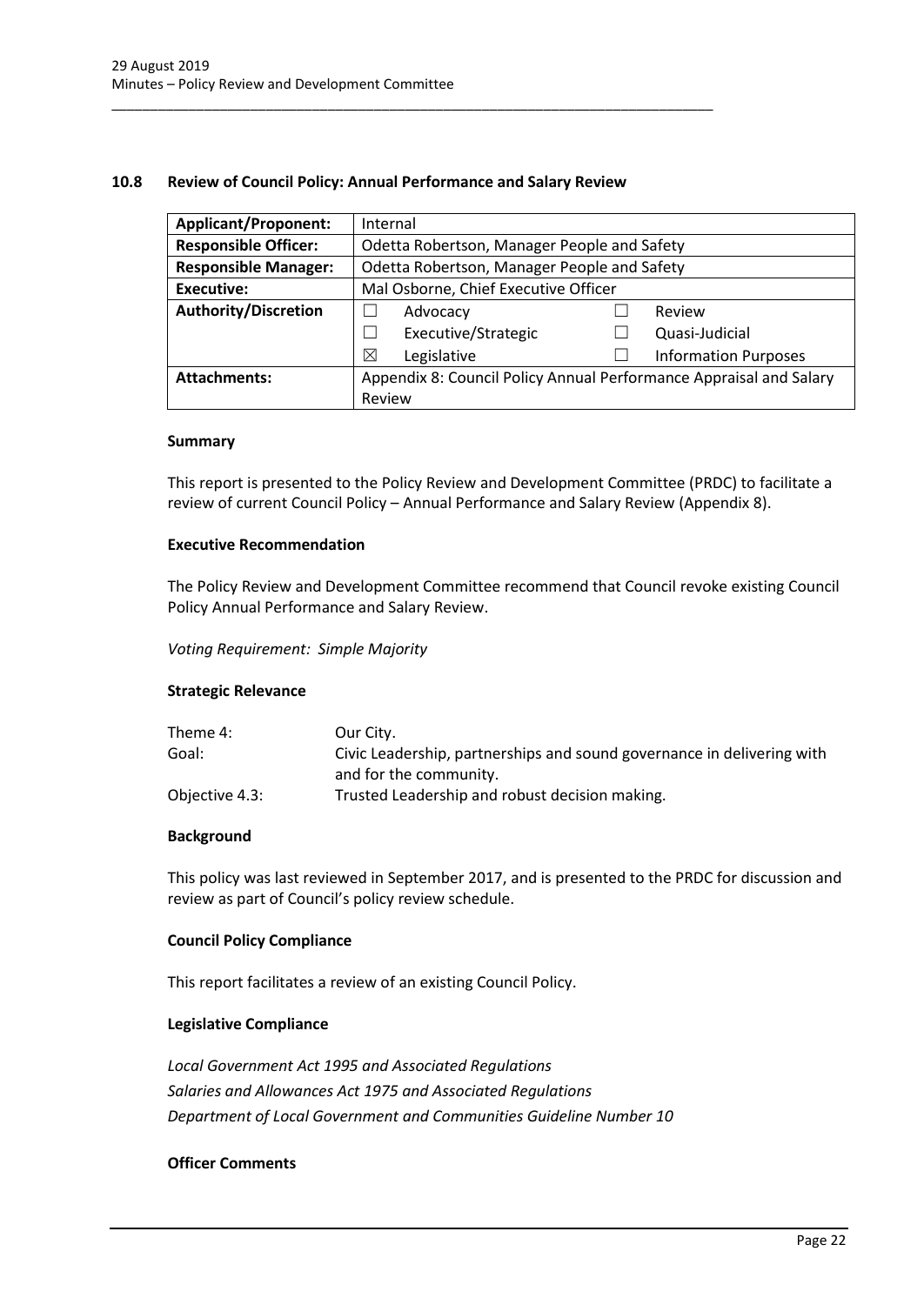## 10.8 Review of Council Policy: Annual Performance and Salary Review

| | |
|---|---|
| **Applicant/Proponent:** | Internal |
| **Responsible Officer:** | Odetta Robertson, Manager People and Safety |
| **Responsible Manager:** | Odetta Robertson, Manager People and Safety |
| **Executive:** | Mal Osborne, Chief Executive Officer |
| **Authority/Discretion** | ☐ Advocacy ☐ Executive/Strategic ☒ Legislative ☐ Review ☐ Quasi-Judicial ☐ Information Purposes |
| **Attachments:** | Appendix 8: Council Policy Annual Performance Appraisal and Salary Review |

**Summary**

This report is presented to the Policy Review and Development Committee (PRDC) to facilitate a review of current Council Policy – Annual Performance and Salary Review (Appendix 8).

**Executive Recommendation**

The Policy Review and Development Committee recommend that Council revoke existing Council Policy Annual Performance and Salary Review.

*Voting Requirement: Simple Majority*

**Strategic Relevance**

| | |
|---|---|
| Theme 4: | Our City. |
| Goal: | Civic Leadership, partnerships and sound governance in delivering with and for the community. |
| Objective 4.3: | Trusted Leadership and robust decision making. |

**Background**

This policy was last reviewed in September 2017, and is presented to the PRDC for discussion and review as part of Council's policy review schedule.

**Council Policy Compliance**

This report facilitates a review of an existing Council Policy.

**Legislative Compliance**

*Local Government Act 1995 and Associated Regulations*
*Salaries and Allowances Act 1975 and Associated Regulations*
*Department of Local Government and Communities Guideline Number 10*

**Officer Comments**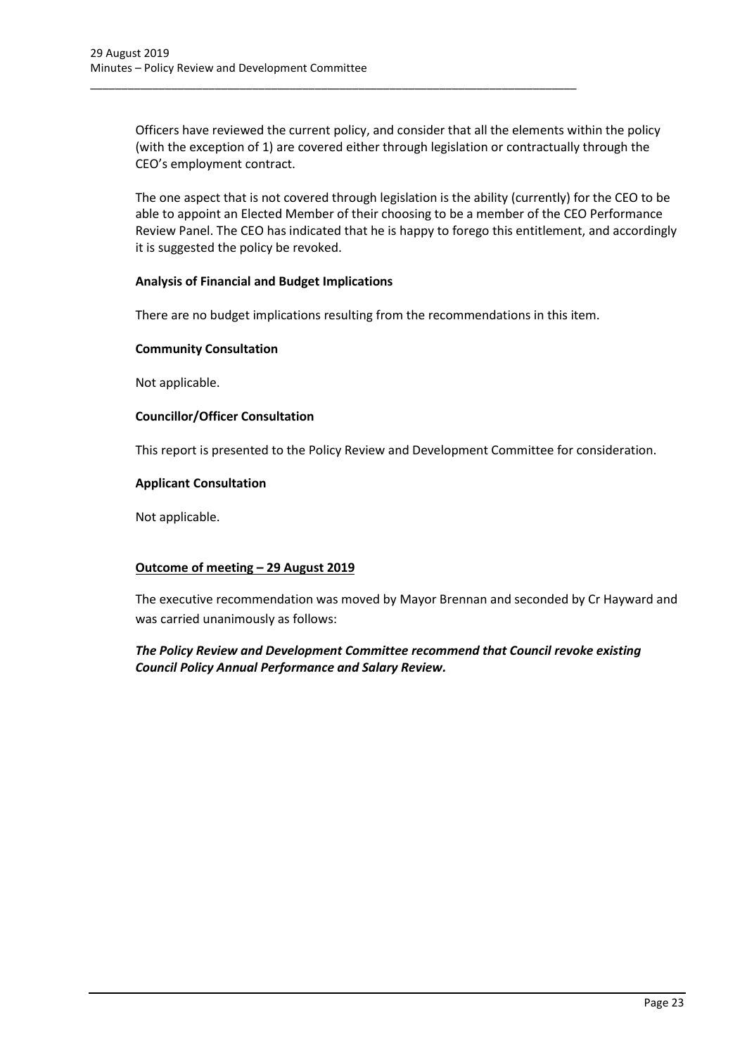Officers have reviewed the current policy, and consider that all the elements within the policy (with the exception of 1) are covered either through legislation or contractually through the CEO's employment contract.

The one aspect that is not covered through legislation is the ability (currently) for the CEO to be able to appoint an Elected Member of their choosing to be a member of the CEO Performance Review Panel. The CEO has indicated that he is happy to forego this entitlement, and accordingly it is suggested the policy be revoked.

**Analysis of Financial and Budget Implications**

There are no budget implications resulting from the recommendations in this item.

**Community Consultation**

Not applicable.

**Councillor/Officer Consultation**

This report is presented to the Policy Review and Development Committee for consideration.

**Applicant Consultation**

Not applicable.

**Outcome of meeting – 29 August 2019**

The executive recommendation was moved by Mayor Brennan and seconded by Cr Hayward and was carried unanimously as follows:

***The Policy Review and Development Committee recommend that Council revoke existing Council Policy Annual Performance and Salary Review.***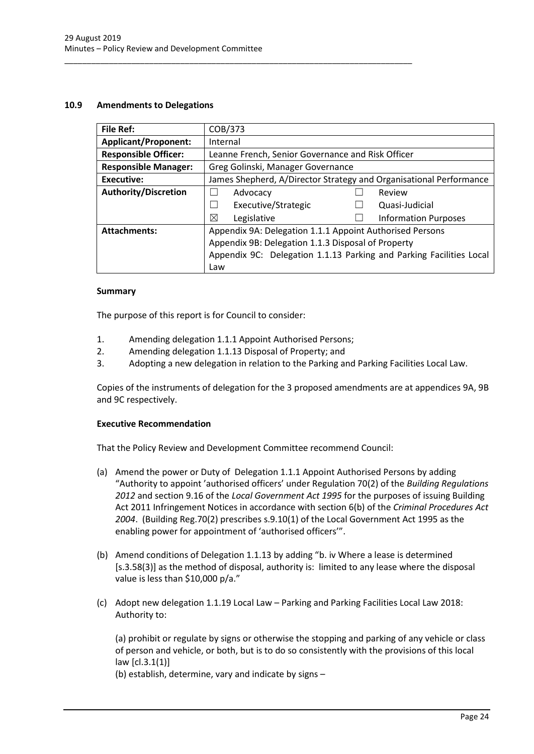### 10.9 Amendments to Delegations

| | | | |
|---|---|---|---|
| **File Ref:** | COB/373 | | |
| **Applicant/Proponent:** | Internal | | |
| **Responsible Officer:** | Leanne French, Senior Governance and Risk Officer | | |
| **Responsible Manager:** | Greg Golinski, Manager Governance | | |
| **Executive:** | James Shepherd, A/Director Strategy and Organisational Performance | | |
| **Authority/Discretion** | ☐ Advocacy | ☐ Review | |
| | ☐ Executive/Strategic | ☐ Quasi-Judicial | |
| | ☒ Legislative | ☐ Information Purposes | |
| **Attachments:** | Appendix 9A: Delegation 1.1.1 Appoint Authorised Persons<br>Appendix 9B: Delegation 1.1.3 Disposal of Property<br>Appendix 9C: Delegation 1.1.13 Parking and Parking Facilities Local Law | | |

#### Summary

The purpose of this report is for Council to consider:

1. Amending delegation 1.1.1 Appoint Authorised Persons;
2. Amending delegation 1.1.13 Disposal of Property; and
3. Adopting a new delegation in relation to the Parking and Parking Facilities Local Law.

Copies of the instruments of delegation for the 3 proposed amendments are at appendices 9A, 9B and 9C respectively.

#### Executive Recommendation

That the Policy Review and Development Committee recommend Council:

(a) Amend the power or Duty of Delegation 1.1.1 Appoint Authorised Persons by adding "Authority to appoint 'authorised officers' under Regulation 70(2) of the *Building Regulations 2012* and section 9.16 of the *Local Government Act 1995* for the purposes of issuing Building Act 2011 Infringement Notices in accordance with section 6(b) of the *Criminal Procedures Act 2004*. (Building Reg.70(2) prescribes s.9.10(1) of the Local Government Act 1995 as the enabling power for appointment of 'authorised officers'".

(b) Amend conditions of Delegation 1.1.13 by adding "b. iv Where a lease is determined [s.3.58(3)] as the method of disposal, authority is: limited to any lease where the disposal value is less than $10,000 p/a."

(c) Adopt new delegation 1.1.19 Local Law – Parking and Parking Facilities Local Law 2018: Authority to:

(a) prohibit or regulate by signs or otherwise the stopping and parking of any vehicle or class of person and vehicle, or both, but is to do so consistently with the provisions of this local law [cl.3.1(1)]

(b) establish, determine, vary and indicate by signs –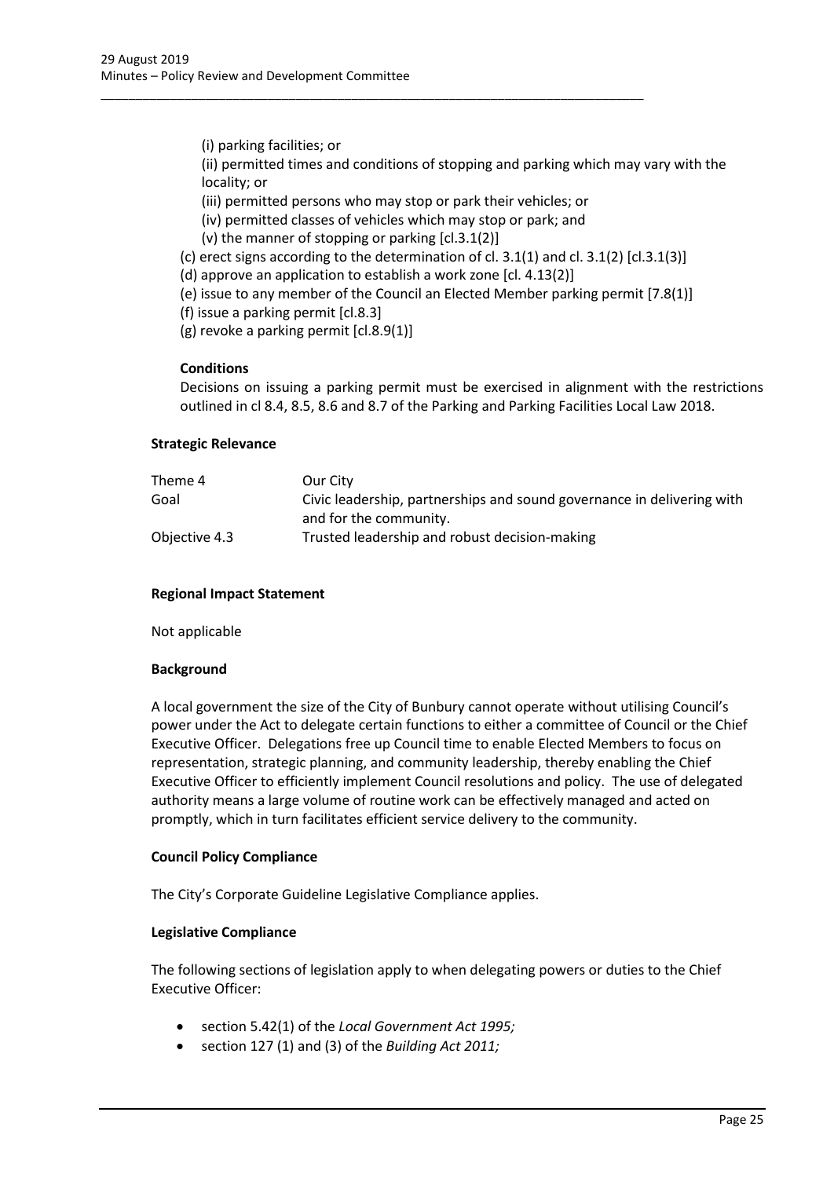(i) parking facilities; or

(ii) permitted times and conditions of stopping and parking which may vary with the locality; or

(iii) permitted persons who may stop or park their vehicles; or

(iv) permitted classes of vehicles which may stop or park; and

(v) the manner of stopping or parking [cl.3.1(2)]

(c) erect signs according to the determination of cl. 3.1(1) and cl. 3.1(2) [cl.3.1(3)]

(d) approve an application to establish a work zone [cl. 4.13(2)]

(e) issue to any member of the Council an Elected Member parking permit [7.8(1)]

(f) issue a parking permit [cl.8.3]

(g) revoke a parking permit [cl.8.9(1)]

**Conditions**

Decisions on issuing a parking permit must be exercised in alignment with the restrictions outlined in cl 8.4, 8.5, 8.6 and 8.7 of the Parking and Parking Facilities Local Law 2018.

**Strategic Relevance**

| | |
|---|---|
| Theme 4 | Our City |
| Goal | Civic leadership, partnerships and sound governance in delivering with and for the community. |
| Objective 4.3 | Trusted leadership and robust decision-making |

**Regional Impact Statement**

Not applicable

**Background**

A local government the size of the City of Bunbury cannot operate without utilising Council's power under the Act to delegate certain functions to either a committee of Council or the Chief Executive Officer. Delegations free up Council time to enable Elected Members to focus on representation, strategic planning, and community leadership, thereby enabling the Chief Executive Officer to efficiently implement Council resolutions and policy. The use of delegated authority means a large volume of routine work can be effectively managed and acted on promptly, which in turn facilitates efficient service delivery to the community.

**Council Policy Compliance**

The City's Corporate Guideline Legislative Compliance applies.

**Legislative Compliance**

The following sections of legislation apply to when delegating powers or duties to the Chief Executive Officer:

- section 5.42(1) of the *Local Government Act 1995;*
- section 127 (1) and (3) of the *Building Act 2011;*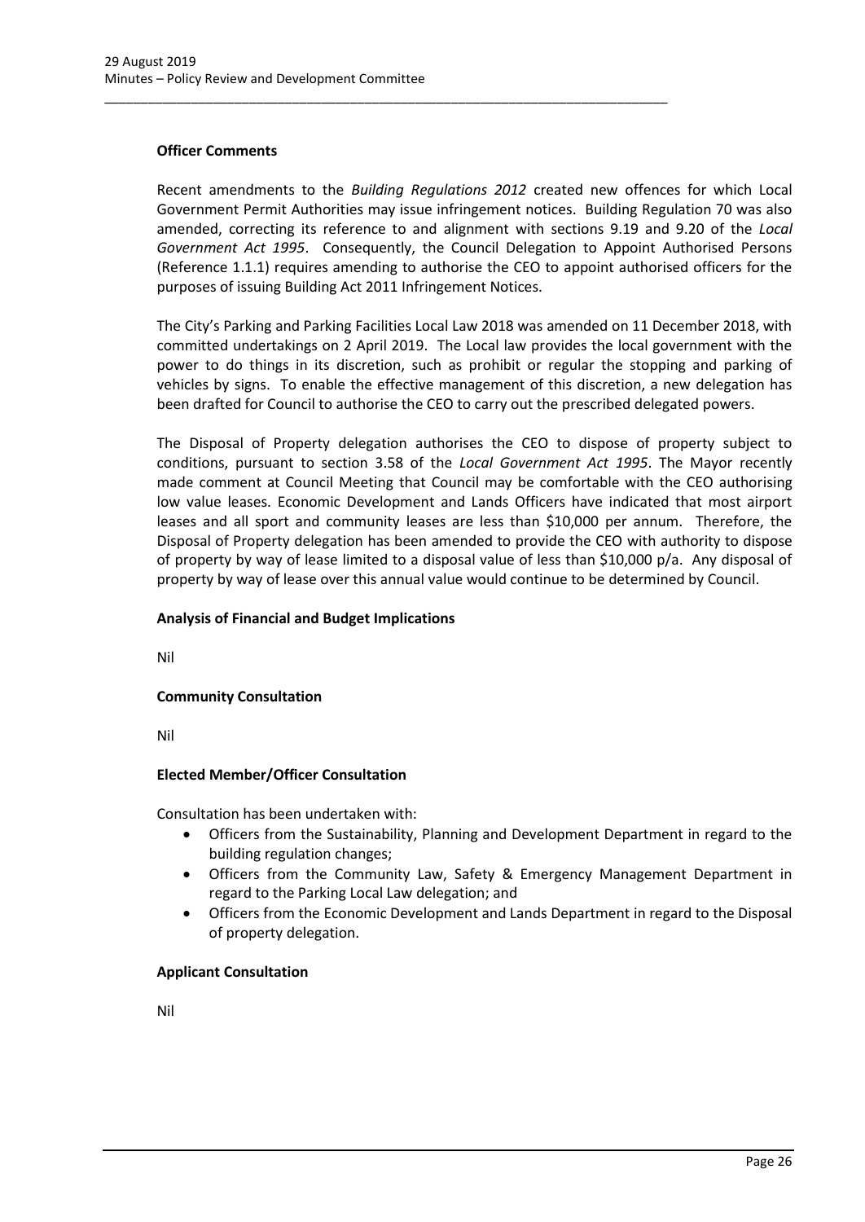**Officer Comments**

Recent amendments to the *Building Regulations 2012* created new offences for which Local Government Permit Authorities may issue infringement notices. Building Regulation 70 was also amended, correcting its reference to and alignment with sections 9.19 and 9.20 of the *Local Government Act 1995*. Consequently, the Council Delegation to Appoint Authorised Persons (Reference 1.1.1) requires amending to authorise the CEO to appoint authorised officers for the purposes of issuing Building Act 2011 Infringement Notices.

The City's Parking and Parking Facilities Local Law 2018 was amended on 11 December 2018, with committed undertakings on 2 April 2019. The Local law provides the local government with the power to do things in its discretion, such as prohibit or regular the stopping and parking of vehicles by signs. To enable the effective management of this discretion, a new delegation has been drafted for Council to authorise the CEO to carry out the prescribed delegated powers.

The Disposal of Property delegation authorises the CEO to dispose of property subject to conditions, pursuant to section 3.58 of the *Local Government Act 1995*. The Mayor recently made comment at Council Meeting that Council may be comfortable with the CEO authorising low value leases. Economic Development and Lands Officers have indicated that most airport leases and all sport and community leases are less than $10,000 per annum. Therefore, the Disposal of Property delegation has been amended to provide the CEO with authority to dispose of property by way of lease limited to a disposal value of less than $10,000 p/a. Any disposal of property by way of lease over this annual value would continue to be determined by Council.

**Analysis of Financial and Budget Implications**

Nil

**Community Consultation**

Nil

**Elected Member/Officer Consultation**

Consultation has been undertaken with:

- Officers from the Sustainability, Planning and Development Department in regard to the building regulation changes;
- Officers from the Community Law, Safety & Emergency Management Department in regard to the Parking Local Law delegation; and
- Officers from the Economic Development and Lands Department in regard to the Disposal of property delegation.

**Applicant Consultation**

Nil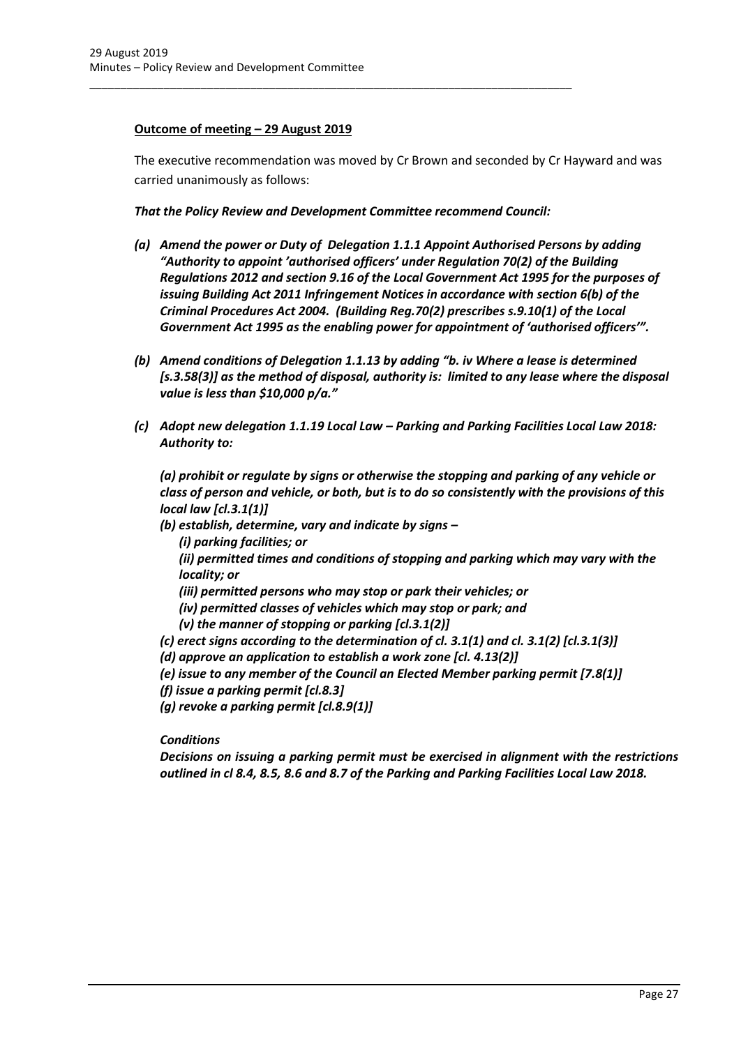**Outcome of meeting – 29 August 2019**

The executive recommendation was moved by Cr Brown and seconded by Cr Hayward and was carried unanimously as follows:

***That the Policy Review and Development Committee recommend Council:***

- ***(a) Amend the power or Duty of Delegation 1.1.1 Appoint Authorised Persons by adding "Authority to appoint 'authorised officers' under Regulation 70(2) of the Building Regulations 2012 and section 9.16 of the Local Government Act 1995 for the purposes of issuing Building Act 2011 Infringement Notices in accordance with section 6(b) of the Criminal Procedures Act 2004. (Building Reg.70(2) prescribes s.9.10(1) of the Local Government Act 1995 as the enabling power for appointment of 'authorised officers'".***

- ***(b) Amend conditions of Delegation 1.1.13 by adding "b. iv Where a lease is determined [s.3.58(3)] as the method of disposal, authority is: limited to any lease where the disposal value is less than $10,000 p/a."***

- ***(c) Adopt new delegation 1.1.19 Local Law – Parking and Parking Facilities Local Law 2018: Authority to:***

  ***(a) prohibit or regulate by signs or otherwise the stopping and parking of any vehicle or class of person and vehicle, or both, but is to do so consistently with the provisions of this local law [cl.3.1(1)]***

  ***(b) establish, determine, vary and indicate by signs –***

  - ***(i) parking facilities; or***
  - ***(ii) permitted times and conditions of stopping and parking which may vary with the locality; or***
  - ***(iii) permitted persons who may stop or park their vehicles; or***
  - ***(iv) permitted classes of vehicles which may stop or park; and***
  - ***(v) the manner of stopping or parking [cl.3.1(2)]***

  ***(c) erect signs according to the determination of cl. 3.1(1) and cl. 3.1(2) [cl.3.1(3)]***

  ***(d) approve an application to establish a work zone [cl. 4.13(2)]***

  ***(e) issue to any member of the Council an Elected Member parking permit [7.8(1)]***

  ***(f) issue a parking permit [cl.8.3]***

  ***(g) revoke a parking permit [cl.8.9(1)]***

  ***Conditions***

  ***Decisions on issuing a parking permit must be exercised in alignment with the restrictions outlined in cl 8.4, 8.5, 8.6 and 8.7 of the Parking and Parking Facilities Local Law 2018.***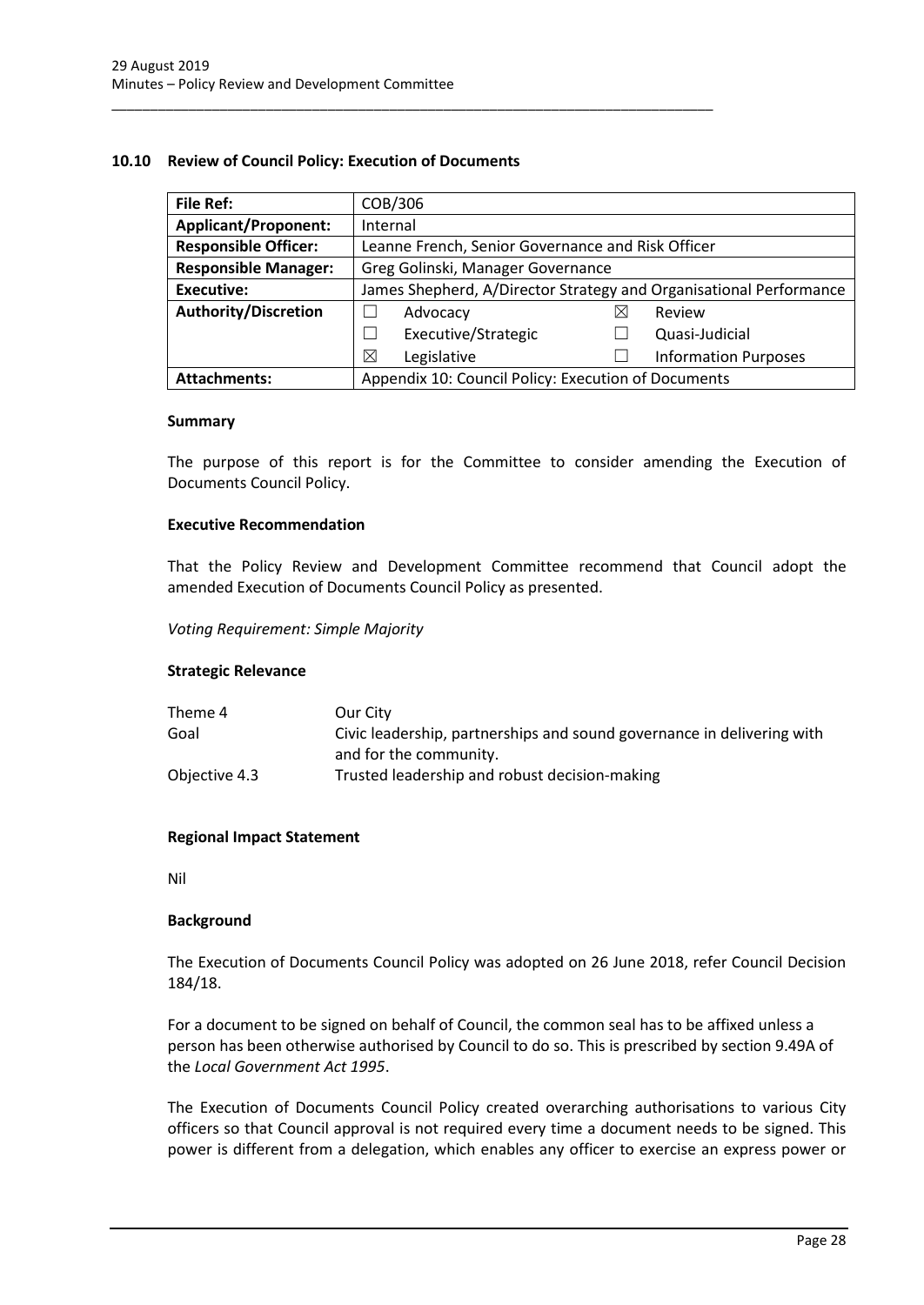## 10.10 Review of Council Policy: Execution of Documents

| File Ref: | COB/306 | | | |
|---|---|---|---|---|
| **Applicant/Proponent:** | Internal | | | |
| **Responsible Officer:** | Leanne French, Senior Governance and Risk Officer | | | |
| **Responsible Manager:** | Greg Golinski, Manager Governance | | | |
| **Executive:** | James Shepherd, A/Director Strategy and Organisational Performance | | | |
| **Authority/Discretion** | ☐ | Advocacy | ☒ | Review |
| | ☐ | Executive/Strategic | ☐ | Quasi-Judicial |
| | ☒ | Legislative | ☐ | Information Purposes |
| **Attachments:** | Appendix 10: Council Policy: Execution of Documents | | | |

### Summary

The purpose of this report is for the Committee to consider amending the Execution of Documents Council Policy.

### Executive Recommendation

That the Policy Review and Development Committee recommend that Council adopt the amended Execution of Documents Council Policy as presented.

*Voting Requirement: Simple Majority*

### Strategic Relevance

| | |
|---|---|
| Theme 4 | Our City |
| Goal | Civic leadership, partnerships and sound governance in delivering with and for the community. |
| Objective 4.3 | Trusted leadership and robust decision-making |

### Regional Impact Statement

Nil

### Background

The Execution of Documents Council Policy was adopted on 26 June 2018, refer Council Decision 184/18.

For a document to be signed on behalf of Council, the common seal has to be affixed unless a person has been otherwise authorised by Council to do so. This is prescribed by section 9.49A of the *Local Government Act 1995*.

The Execution of Documents Council Policy created overarching authorisations to various City officers so that Council approval is not required every time a document needs to be signed. This power is different from a delegation, which enables any officer to exercise an express power or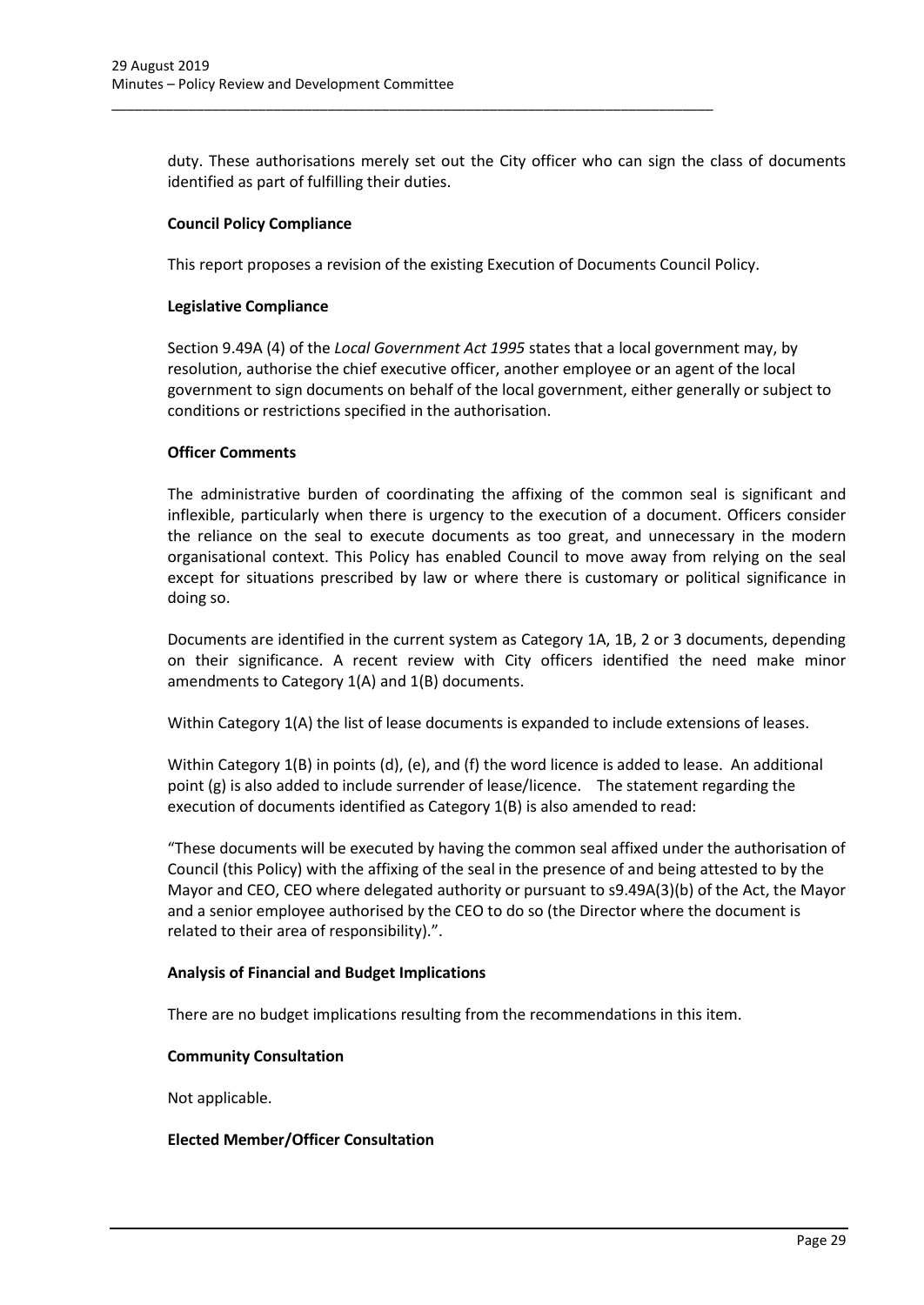duty. These authorisations merely set out the City officer who can sign the class of documents identified as part of fulfilling their duties.

**Council Policy Compliance**

This report proposes a revision of the existing Execution of Documents Council Policy.

**Legislative Compliance**

Section 9.49A (4) of the *Local Government Act 1995* states that a local government may, by resolution, authorise the chief executive officer, another employee or an agent of the local government to sign documents on behalf of the local government, either generally or subject to conditions or restrictions specified in the authorisation.

**Officer Comments**

The administrative burden of coordinating the affixing of the common seal is significant and inflexible, particularly when there is urgency to the execution of a document. Officers consider the reliance on the seal to execute documents as too great, and unnecessary in the modern organisational context. This Policy has enabled Council to move away from relying on the seal except for situations prescribed by law or where there is customary or political significance in doing so.

Documents are identified in the current system as Category 1A, 1B, 2 or 3 documents, depending on their significance. A recent review with City officers identified the need make minor amendments to Category 1(A) and 1(B) documents.

Within Category 1(A) the list of lease documents is expanded to include extensions of leases.

Within Category 1(B) in points (d), (e), and (f) the word licence is added to lease. An additional point (g) is also added to include surrender of lease/licence. The statement regarding the execution of documents identified as Category 1(B) is also amended to read:

"These documents will be executed by having the common seal affixed under the authorisation of Council (this Policy) with the affixing of the seal in the presence of and being attested to by the Mayor and CEO, CEO where delegated authority or pursuant to s9.49A(3)(b) of the Act, the Mayor and a senior employee authorised by the CEO to do so (the Director where the document is related to their area of responsibility).".

**Analysis of Financial and Budget Implications**

There are no budget implications resulting from the recommendations in this item.

**Community Consultation**

Not applicable.

**Elected Member/Officer Consultation**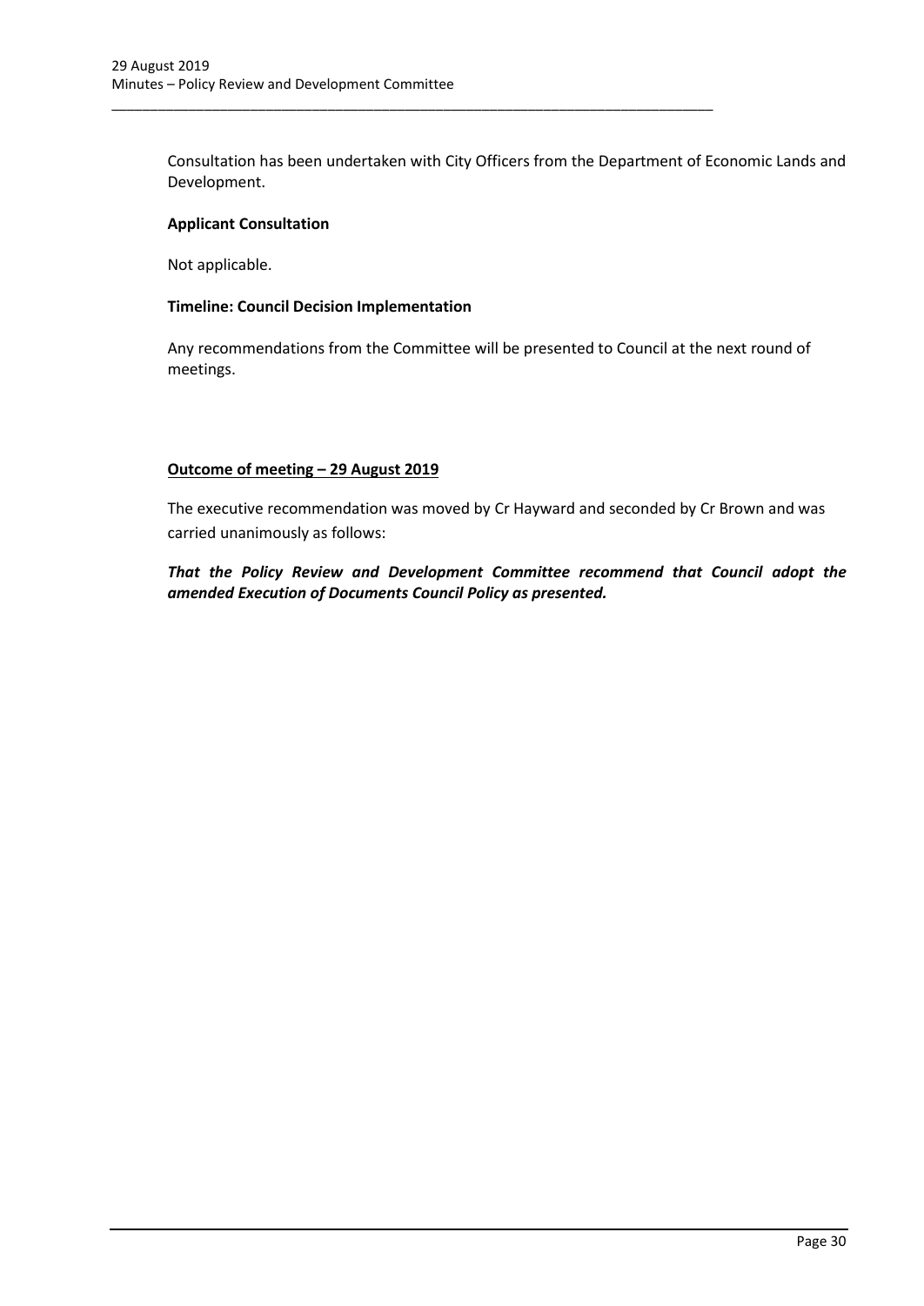Consultation has been undertaken with City Officers from the Department of Economic Lands and Development.

**Applicant Consultation**

Not applicable.

**Timeline: Council Decision Implementation**

Any recommendations from the Committee will be presented to Council at the next round of meetings.

**<u>Outcome of meeting – 29 August 2019</u>**

The executive recommendation was moved by Cr Hayward and seconded by Cr Brown and was carried unanimously as follows:

***That the Policy Review and Development Committee recommend that Council adopt the amended Execution of Documents Council Policy as presented.***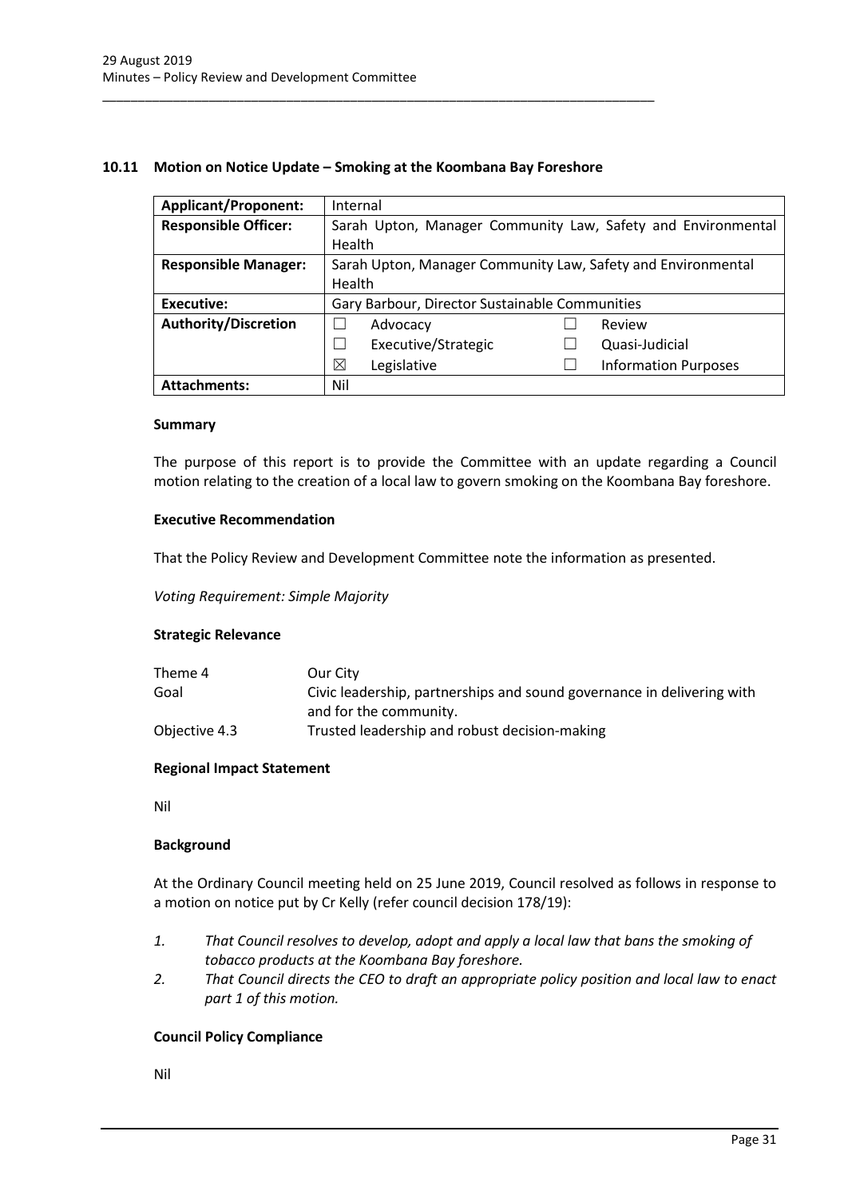## 10.11 Motion on Notice Update – Smoking at the Koombana Bay Foreshore

| **Applicant/Proponent:** | Internal | | | |
|---|---|---|---|---|
| **Responsible Officer:** | Sarah Upton, Manager Community Law, Safety and Environmental Health | | | |
| **Responsible Manager:** | Sarah Upton, Manager Community Law, Safety and Environmental Health | | | |
| **Executive:** | Gary Barbour, Director Sustainable Communities | | | |
| **Authority/Discretion** | ☐ | Advocacy | ☐ | Review |
| | ☐ | Executive/Strategic | ☐ | Quasi-Judicial |
| | ☒ | Legislative | ☐ | Information Purposes |
| **Attachments:** | Nil | | | |

### Summary

The purpose of this report is to provide the Committee with an update regarding a Council motion relating to the creation of a local law to govern smoking on the Koombana Bay foreshore.

### Executive Recommendation

That the Policy Review and Development Committee note the information as presented.

*Voting Requirement: Simple Majority*

### Strategic Relevance

| | |
|---|---|
| Theme 4 | Our City |
| Goal | Civic leadership, partnerships and sound governance in delivering with and for the community. |
| Objective 4.3 | Trusted leadership and robust decision-making |

### Regional Impact Statement

Nil

### Background

At the Ordinary Council meeting held on 25 June 2019, Council resolved as follows in response to a motion on notice put by Cr Kelly (refer council decision 178/19):

1. *That Council resolves to develop, adopt and apply a local law that bans the smoking of tobacco products at the Koombana Bay foreshore.*
2. *That Council directs the CEO to draft an appropriate policy position and local law to enact part 1 of this motion.*

### Council Policy Compliance

Nil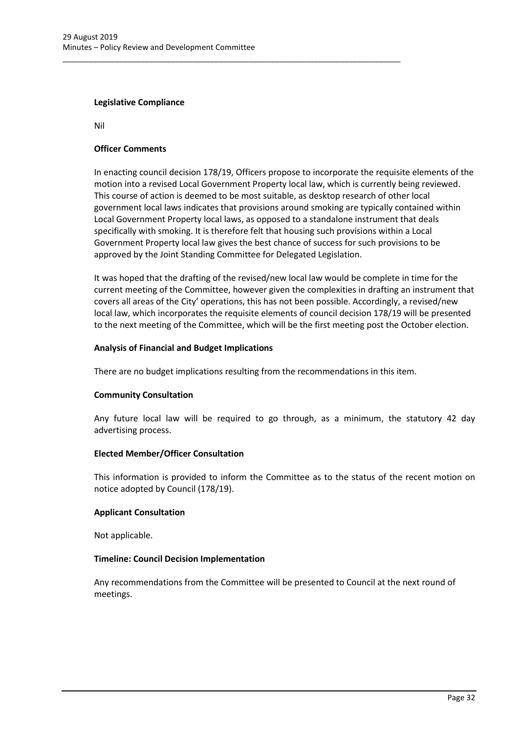**Legislative Compliance**

Nil

**Officer Comments**

In enacting council decision 178/19, Officers propose to incorporate the requisite elements of the motion into a revised Local Government Property local law, which is currently being reviewed. This course of action is deemed to be most suitable, as desktop research of other local government local laws indicates that provisions around smoking are typically contained within Local Government Property local laws, as opposed to a standalone instrument that deals specifically with smoking. It is therefore felt that housing such provisions within a Local Government Property local law gives the best chance of success for such provisions to be approved by the Joint Standing Committee for Delegated Legislation.

It was hoped that the drafting of the revised/new local law would be complete in time for the current meeting of the Committee, however given the complexities in drafting an instrument that covers all areas of the City' operations, this has not been possible. Accordingly, a revised/new local law, which incorporates the requisite elements of council decision 178/19 will be presented to the next meeting of the Committee, which will be the first meeting post the October election.

**Analysis of Financial and Budget Implications**

There are no budget implications resulting from the recommendations in this item.

**Community Consultation**

Any future local law will be required to go through, as a minimum, the statutory 42 day advertising process.

**Elected Member/Officer Consultation**

This information is provided to inform the Committee as to the status of the recent motion on notice adopted by Council (178/19).

**Applicant Consultation**

Not applicable.

**Timeline: Council Decision Implementation**

Any recommendations from the Committee will be presented to Council at the next round of meetings.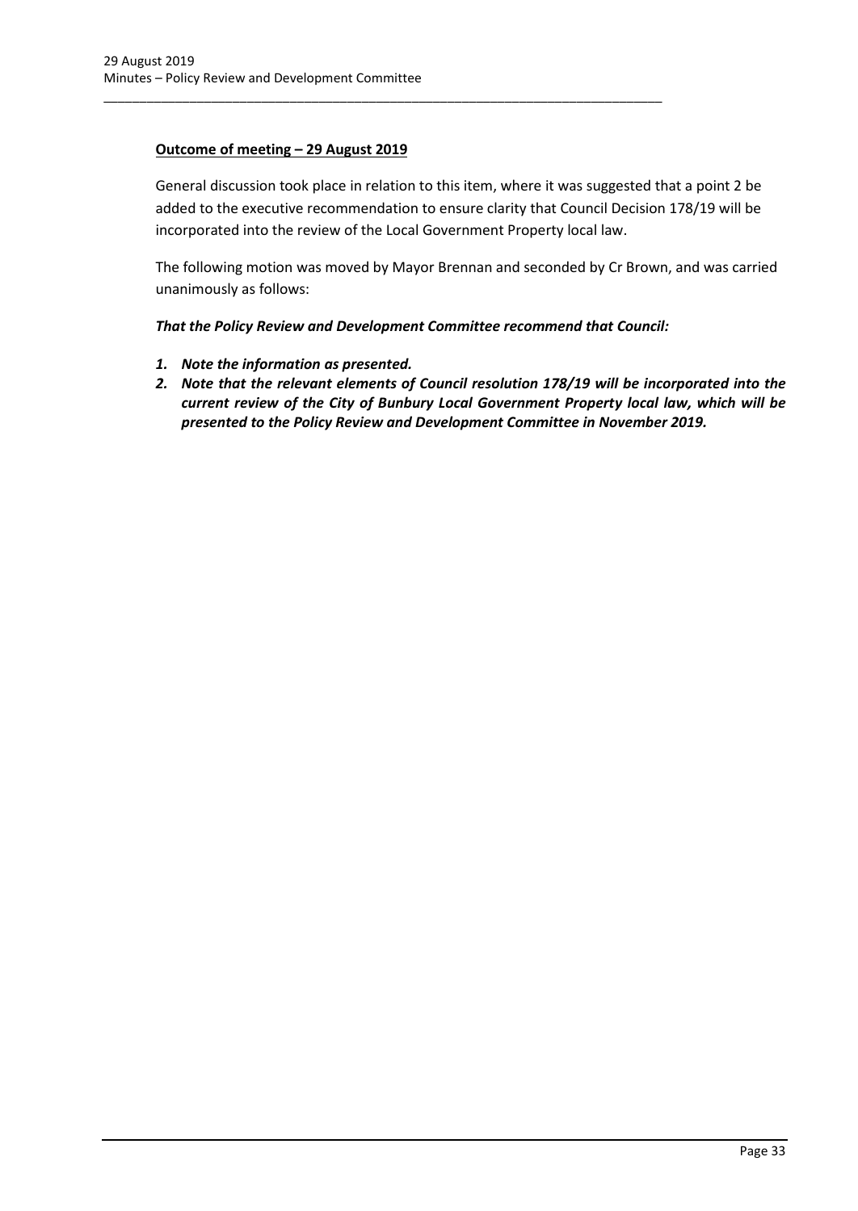**Outcome of meeting – 29 August 2019**

General discussion took place in relation to this item, where it was suggested that a point 2 be added to the executive recommendation to ensure clarity that Council Decision 178/19 will be incorporated into the review of the Local Government Property local law.

The following motion was moved by Mayor Brennan and seconded by Cr Brown, and was carried unanimously as follows:

***That the Policy Review and Development Committee recommend that Council:***

1. ***Note the information as presented.***
2. ***Note that the relevant elements of Council resolution 178/19 will be incorporated into the current review of the City of Bunbury Local Government Property local law, which will be presented to the Policy Review and Development Committee in November 2019.***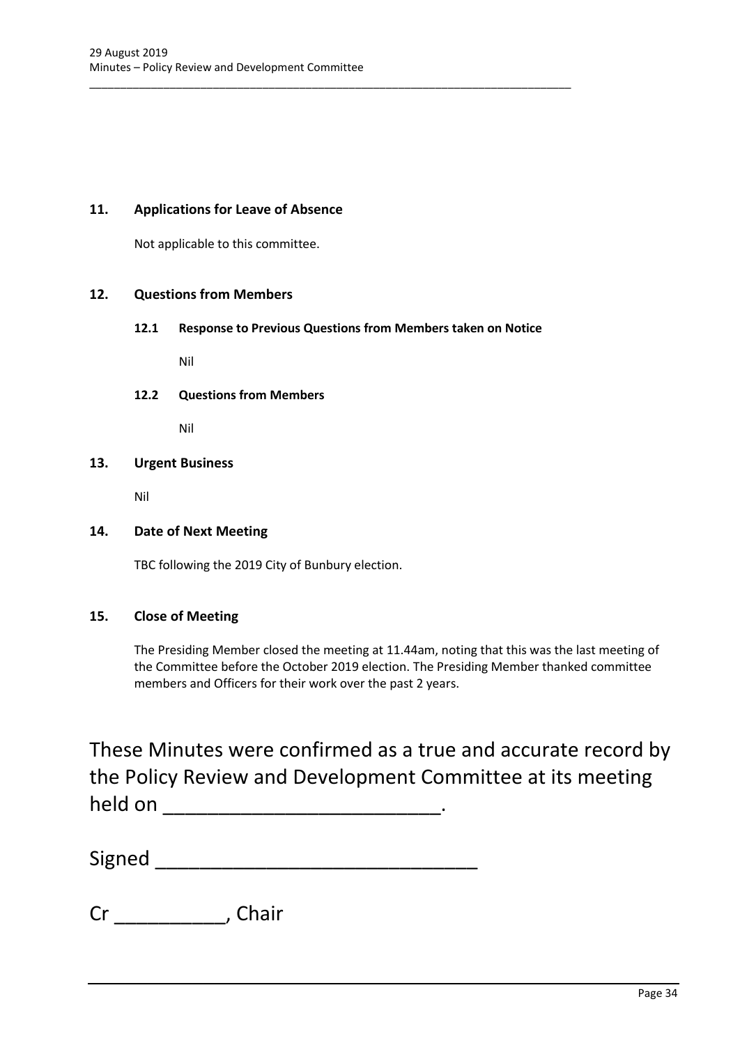## 11. Applications for Leave of Absence

Not applicable to this committee.

## 12. Questions from Members

### 12.1 Response to Previous Questions from Members taken on Notice

Nil

### 12.2 Questions from Members

Nil

## 13. Urgent Business

Nil

## 14. Date of Next Meeting

TBC following the 2019 City of Bunbury election.

## 15. Close of Meeting

The Presiding Member closed the meeting at 11.44am, noting that this was the last meeting of the Committee before the October 2019 election. The Presiding Member thanked committee members and Officers for their work over the past 2 years.

These Minutes were confirmed as a true and accurate record by the Policy Review and Development Committee at its meeting held on ___________________________.

Signed ______________________________

Cr __________, Chair